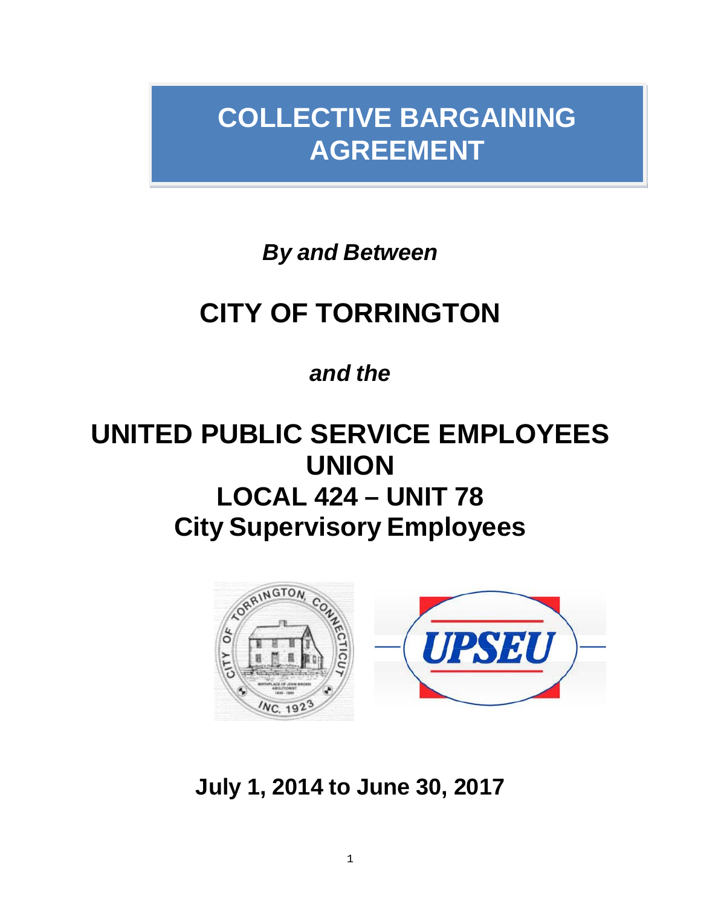# COLLECTIVE BARGAINING AGREEMENT

***By and Between***

## CITY OF TORRINGTON

***and the***

## UNITED PUBLIC SERVICE EMPLOYEES UNION
## LOCAL 424 – UNIT 78
## City Supervisory Employees

**July 1, 2014 to June 30, 2017**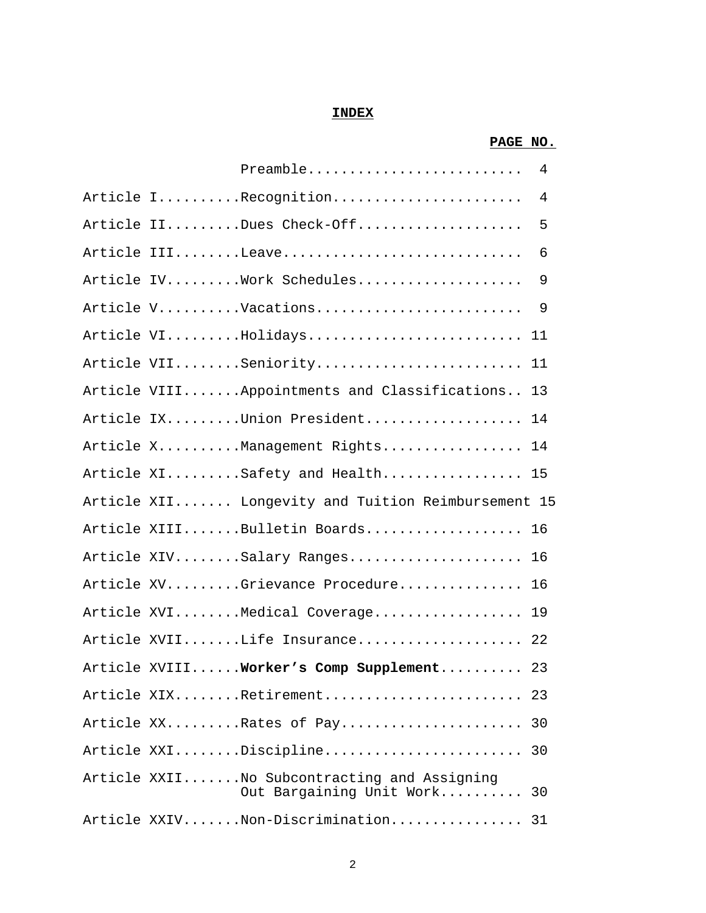# INDEX

| | | PAGE NO. |
|---|---|---|
| | Preamble | 4 |
| Article I | Recognition | 4 |
| Article II | Dues Check-Off | 5 |
| Article III | Leave | 6 |
| Article IV | Work Schedules | 9 |
| Article V | Vacations | 9 |
| Article VI | Holidays | 11 |
| Article VII | Seniority | 11 |
| Article VIII | Appointments and Classifications | 13 |
| Article IX | Union President | 14 |
| Article X | Management Rights | 14 |
| Article XI | Safety and Health | 15 |
| Article XII | Longevity and Tuition Reimbursement | 15 |
| Article XIII | Bulletin Boards | 16 |
| Article XIV | Salary Ranges | 16 |
| Article XV | Grievance Procedure | 16 |
| Article XVI | Medical Coverage | 19 |
| Article XVII | Life Insurance | 22 |
| Article XVIII | **Worker's Comp Supplement** | 23 |
| Article XIX | Retirement | 23 |
| Article XX | Rates of Pay | 30 |
| Article XXI | Discipline | 30 |
| Article XXII | No Subcontracting and Assigning Out Bargaining Unit Work | 30 |
| Article XXIV | Non-Discrimination | 31 |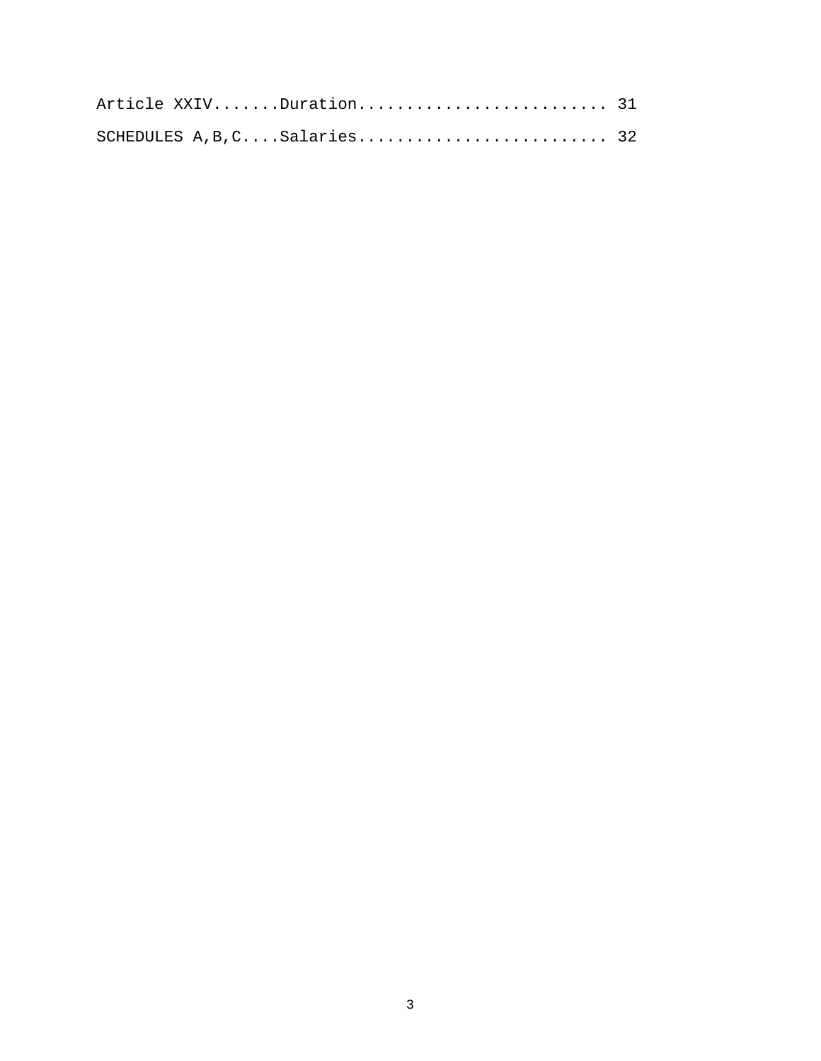Article XXIV.......Duration.......................... 31

SCHEDULES A,B,C....Salaries.......................... 32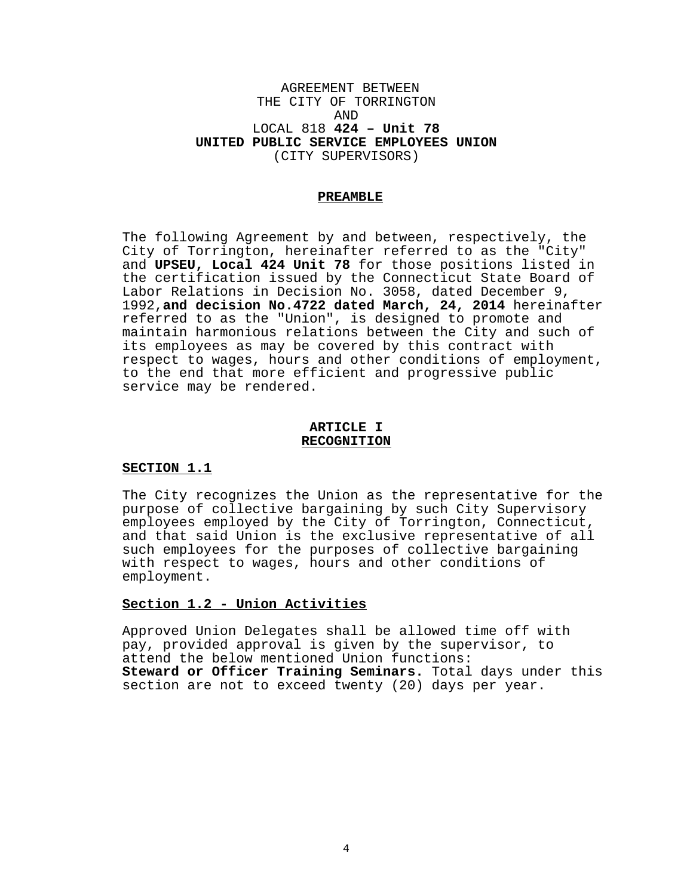AGREEMENT BETWEEN
THE CITY OF TORRINGTON
AND
LOCAL 818 **424 – Unit 78**
**UNITED PUBLIC SERVICE EMPLOYEES UNION**
(CITY SUPERVISORS)

## PREAMBLE

The following Agreement by and between, respectively, the City of Torrington, hereinafter referred to as the "City" and **UPSEU, Local 424 Unit 78** for those positions listed in the certification issued by the Connecticut State Board of Labor Relations in Decision No. 3058, dated December 9, 1992,**and decision No.4722 dated March, 24, 2014** hereinafter referred to as the "Union", is designed to promote and maintain harmonious relations between the City and such of its employees as may be covered by this contract with respect to wages, hours and other conditions of employment, to the end that more efficient and progressive public service may be rendered.

## ARTICLE I
## RECOGNITION

### SECTION 1.1

The City recognizes the Union as the representative for the purpose of collective bargaining by such City Supervisory employees employed by the City of Torrington, Connecticut, and that said Union is the exclusive representative of all such employees for the purposes of collective bargaining with respect to wages, hours and other conditions of employment.

### Section 1.2 - Union Activities

Approved Union Delegates shall be allowed time off with pay, provided approval is given by the supervisor, to attend the below mentioned Union functions:
**Steward or Officer Training Seminars.** Total days under this section are not to exceed twenty (20) days per year.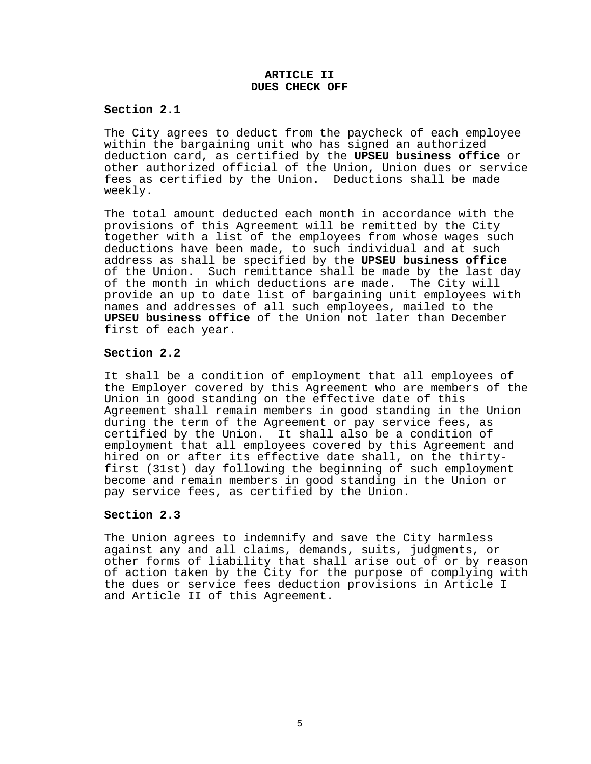# ARTICLE II
## DUES CHECK OFF

**Section 2.1**

The City agrees to deduct from the paycheck of each employee within the bargaining unit who has signed an authorized deduction card, as certified by the **UPSEU business office** or other authorized official of the Union, Union dues or service fees as certified by the Union. Deductions shall be made weekly.

The total amount deducted each month in accordance with the provisions of this Agreement will be remitted by the City together with a list of the employees from whose wages such deductions have been made, to such individual and at such address as shall be specified by the **UPSEU business office** of the Union. Such remittance shall be made by the last day of the month in which deductions are made. The City will provide an up to date list of bargaining unit employees with names and addresses of all such employees, mailed to the **UPSEU business office** of the Union not later than December first of each year.

**Section 2.2**

It shall be a condition of employment that all employees of the Employer covered by this Agreement who are members of the Union in good standing on the effective date of this Agreement shall remain members in good standing in the Union during the term of the Agreement or pay service fees, as certified by the Union. It shall also be a condition of employment that all employees covered by this Agreement and hired on or after its effective date shall, on the thirty-first (31st) day following the beginning of such employment become and remain members in good standing in the Union or pay service fees, as certified by the Union.

**Section 2.3**

The Union agrees to indemnify and save the City harmless against any and all claims, demands, suits, judgments, or other forms of liability that shall arise out of or by reason of action taken by the City for the purpose of complying with the dues or service fees deduction provisions in Article I and Article II of this Agreement.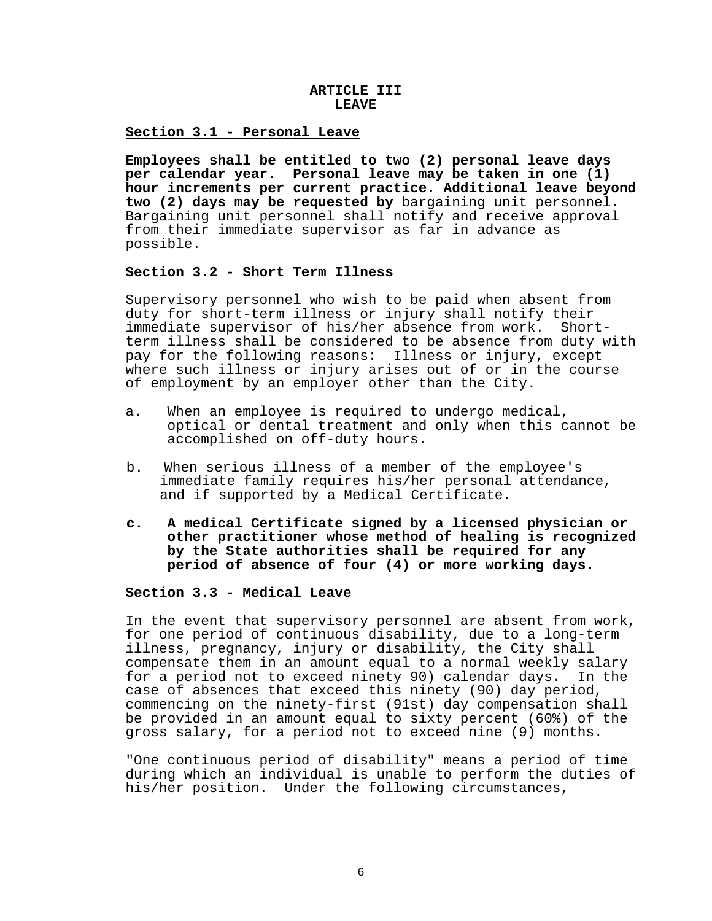# ARTICLE III
## LEAVE

### Section 3.1 - Personal Leave

**Employees shall be entitled to two (2) personal leave days per calendar year. Personal leave may be taken in one (1) hour increments per current practice. Additional leave beyond two (2) days may be requested by** bargaining unit personnel. Bargaining unit personnel shall notify and receive approval from their immediate supervisor as far in advance as possible.

### Section 3.2 - Short Term Illness

Supervisory personnel who wish to be paid when absent from duty for short-term illness or injury shall notify their immediate supervisor of his/her absence from work. Short-term illness shall be considered to be absence from duty with pay for the following reasons: Illness or injury, except where such illness or injury arises out of or in the course of employment by an employer other than the City.

a. When an employee is required to undergo medical, optical or dental treatment and only when this cannot be accomplished on off-duty hours.

b. When serious illness of a member of the employee's immediate family requires his/her personal attendance, and if supported by a Medical Certificate.

**c. A medical Certificate signed by a licensed physician or other practitioner whose method of healing is recognized by the State authorities shall be required for any period of absence of four (4) or more working days.**

### Section 3.3 - Medical Leave

In the event that supervisory personnel are absent from work, for one period of continuous disability, due to a long-term illness, pregnancy, injury or disability, the City shall compensate them in an amount equal to a normal weekly salary for a period not to exceed ninety 90) calendar days. In the case of absences that exceed this ninety (90) day period, commencing on the ninety-first (91st) day compensation shall be provided in an amount equal to sixty percent (60%) of the gross salary, for a period not to exceed nine (9) months.

"One continuous period of disability" means a period of time during which an individual is unable to perform the duties of his/her position. Under the following circumstances,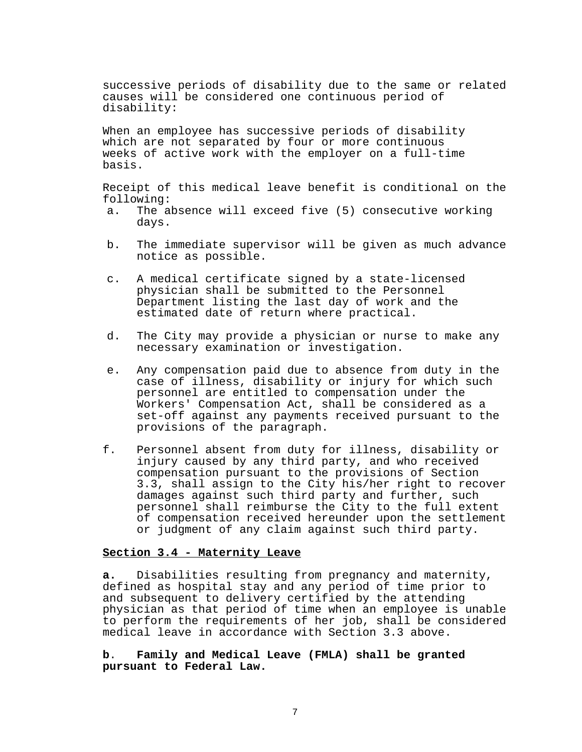successive periods of disability due to the same or related causes will be considered one continuous period of disability:

When an employee has successive periods of disability which are not separated by four or more continuous weeks of active work with the employer on a full-time basis.

Receipt of this medical leave benefit is conditional on the following:

a. The absence will exceed five (5) consecutive working days.

b. The immediate supervisor will be given as much advance notice as possible.

c. A medical certificate signed by a state-licensed physician shall be submitted to the Personnel Department listing the last day of work and the estimated date of return where practical.

d. The City may provide a physician or nurse to make any necessary examination or investigation.

e. Any compensation paid due to absence from duty in the case of illness, disability or injury for which such personnel are entitled to compensation under the Workers' Compensation Act, shall be considered as a set-off against any payments received pursuant to the provisions of the paragraph.

f. Personnel absent from duty for illness, disability or injury caused by any third party, and who received compensation pursuant to the provisions of Section 3.3, shall assign to the City his/her right to recover damages against such third party and further, such personnel shall reimburse the City to the full extent of compensation received hereunder upon the settlement or judgment of any claim against such third party.

**Section 3.4 - Maternity Leave**

**a.** Disabilities resulting from pregnancy and maternity, defined as hospital stay and any period of time prior to and subsequent to delivery certified by the attending physician as that period of time when an employee is unable to perform the requirements of her job, shall be considered medical leave in accordance with Section 3.3 above.

**b. Family and Medical Leave (FMLA) shall be granted pursuant to Federal Law.**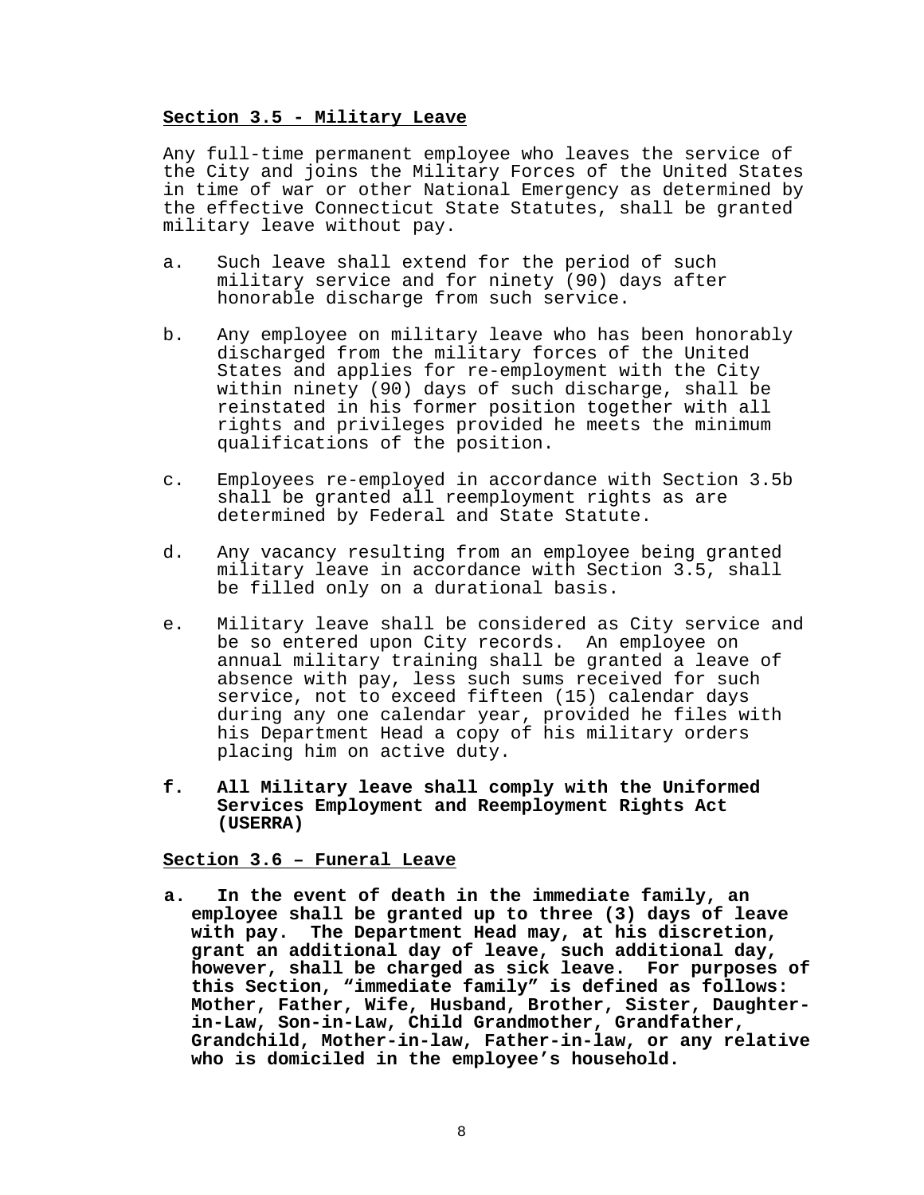**Section 3.5 - Military Leave**

Any full-time permanent employee who leaves the service of the City and joins the Military Forces of the United States in time of war or other National Emergency as determined by the effective Connecticut State Statutes, shall be granted military leave without pay.

a. Such leave shall extend for the period of such military service and for ninety (90) days after honorable discharge from such service.

b. Any employee on military leave who has been honorably discharged from the military forces of the United States and applies for re-employment with the City within ninety (90) days of such discharge, shall be reinstated in his former position together with all rights and privileges provided he meets the minimum qualifications of the position.

c. Employees re-employed in accordance with Section 3.5b shall be granted all reemployment rights as are determined by Federal and State Statute.

d. Any vacancy resulting from an employee being granted military leave in accordance with Section 3.5, shall be filled only on a durational basis.

e. Military leave shall be considered as City service and be so entered upon City records. An employee on annual military training shall be granted a leave of absence with pay, less such sums received for such service, not to exceed fifteen (15) calendar days during any one calendar year, provided he files with his Department Head a copy of his military orders placing him on active duty.

**f. All Military leave shall comply with the Uniformed Services Employment and Reemployment Rights Act (USERRA)**

**Section 3.6 – Funeral Leave**

**a. In the event of death in the immediate family, an employee shall be granted up to three (3) days of leave with pay. The Department Head may, at his discretion, grant an additional day of leave, such additional day, however, shall be charged as sick leave. For purposes of this Section, "immediate family" is defined as follows: Mother, Father, Wife, Husband, Brother, Sister, Daughter-in-Law, Son-in-Law, Child Grandmother, Grandfather, Grandchild, Mother-in-law, Father-in-law, or any relative who is domiciled in the employee's household.**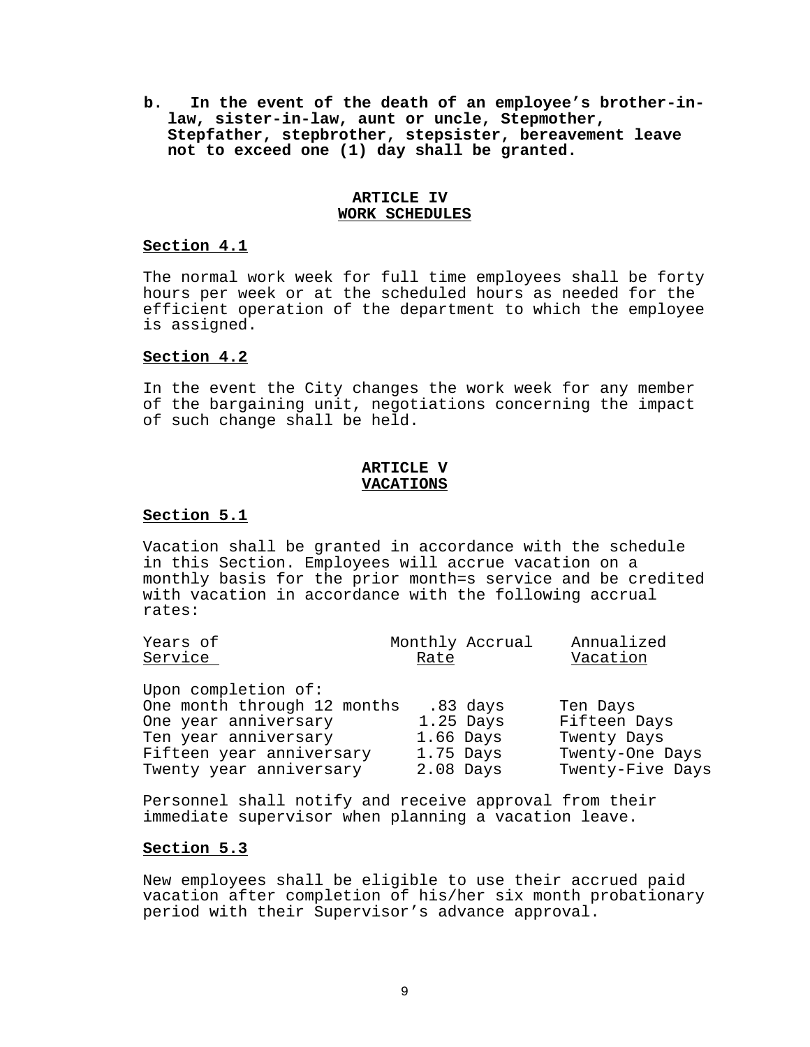**b. In the event of the death of an employee's brother-in-law, sister-in-law, aunt or uncle, Stepmother, Stepfather, stepbrother, stepsister, bereavement leave not to exceed one (1) day shall be granted.**

## ARTICLE IV
## WORK SCHEDULES

### Section 4.1

The normal work week for full time employees shall be forty hours per week or at the scheduled hours as needed for the efficient operation of the department to which the employee is assigned.

### Section 4.2

In the event the City changes the work week for any member of the bargaining unit, negotiations concerning the impact of such change shall be held.

## ARTICLE V
## VACATIONS

### Section 5.1

Vacation shall be granted in accordance with the schedule in this Section. Employees will accrue vacation on a monthly basis for the prior month=s service and be credited with vacation in accordance with the following accrual rates:

| Years of Service | Monthly Accrual Rate | Annualized Vacation |
|---|---|---|
| Upon completion of: | | |
| One month through 12 months | .83 days | Ten Days |
| One year anniversary | 1.25 Days | Fifteen Days |
| Ten year anniversary | 1.66 Days | Twenty Days |
| Fifteen year anniversary | 1.75 Days | Twenty-One Days |
| Twenty year anniversary | 2.08 Days | Twenty-Five Days |

Personnel shall notify and receive approval from their immediate supervisor when planning a vacation leave.

### Section 5.3

New employees shall be eligible to use their accrued paid vacation after completion of his/her six month probationary period with their Supervisor's advance approval.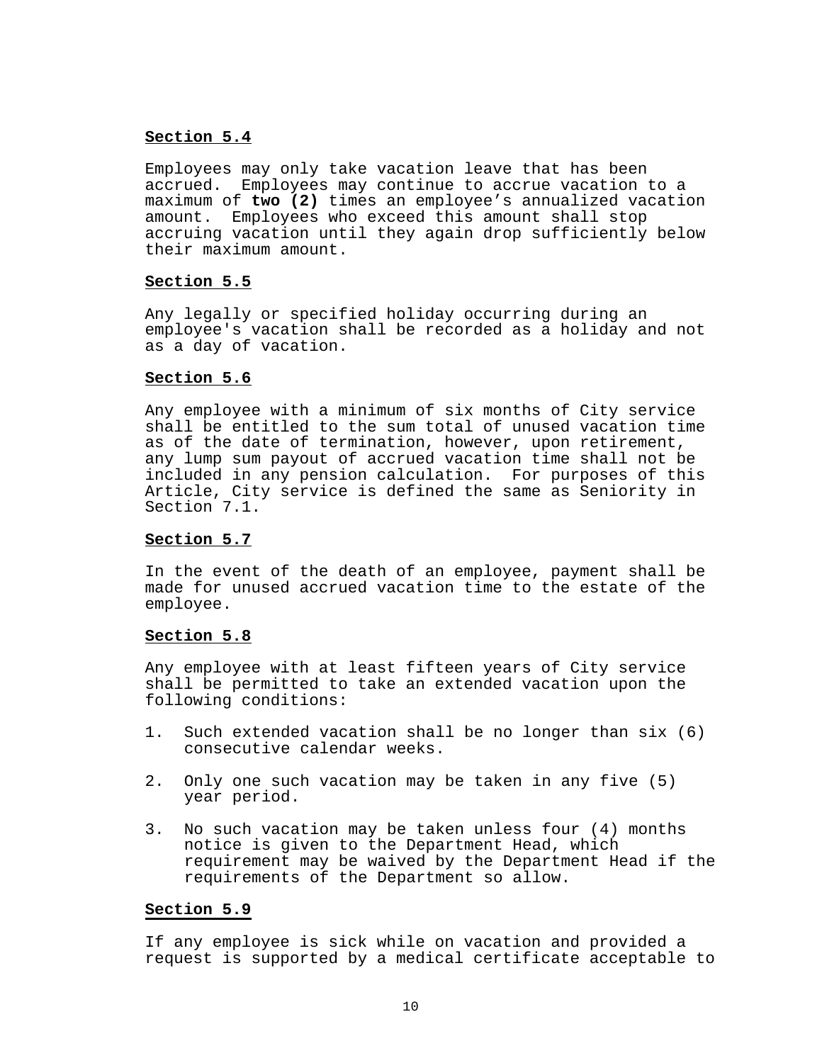**Section 5.4**

Employees may only take vacation leave that has been accrued. Employees may continue to accrue vacation to a maximum of **two (2)** times an employee's annualized vacation amount. Employees who exceed this amount shall stop accruing vacation until they again drop sufficiently below their maximum amount.

**Section 5.5**

Any legally or specified holiday occurring during an employee's vacation shall be recorded as a holiday and not as a day of vacation.

**Section 5.6**

Any employee with a minimum of six months of City service shall be entitled to the sum total of unused vacation time as of the date of termination, however, upon retirement, any lump sum payout of accrued vacation time shall not be included in any pension calculation. For purposes of this Article, City service is defined the same as Seniority in Section 7.1.

**Section 5.7**

In the event of the death of an employee, payment shall be made for unused accrued vacation time to the estate of the employee.

**Section 5.8**

Any employee with at least fifteen years of City service shall be permitted to take an extended vacation upon the following conditions:

1. Such extended vacation shall be no longer than six (6) consecutive calendar weeks.

2. Only one such vacation may be taken in any five (5) year period.

3. No such vacation may be taken unless four (4) months notice is given to the Department Head, which requirement may be waived by the Department Head if the requirements of the Department so allow.

**Section 5.9**

If any employee is sick while on vacation and provided a request is supported by a medical certificate acceptable to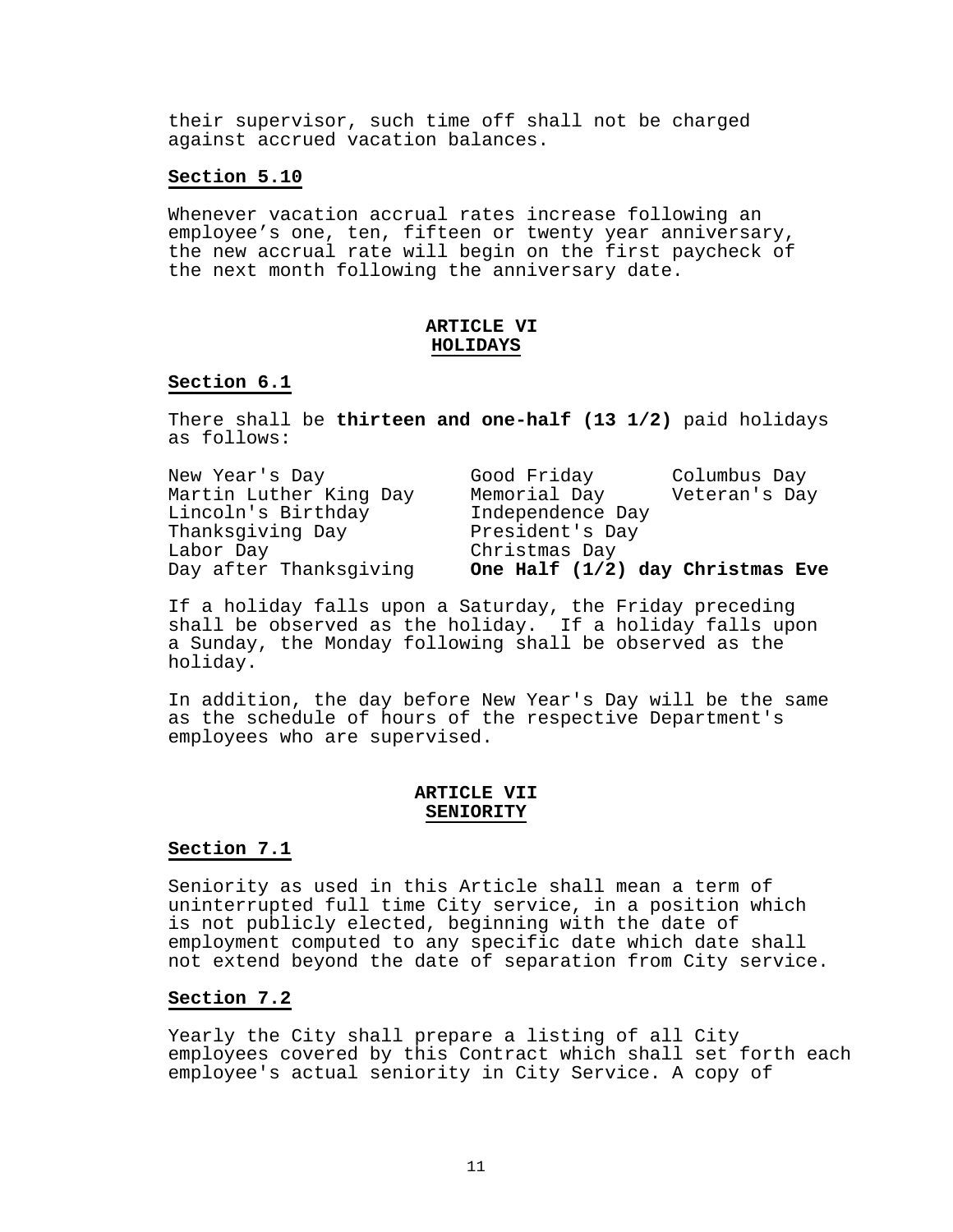their supervisor, such time off shall not be charged against accrued vacation balances.

**Section 5.10**

Whenever vacation accrual rates increase following an employee’s one, ten, fifteen or twenty year anniversary, the new accrual rate will begin on the first paycheck of the next month following the anniversary date.

## ARTICLE VI
## HOLIDAYS

**Section 6.1**

There shall be **thirteen and one-half (13 1/2)** paid holidays as follows:

| | | |
|---|---|---|
| New Year's Day | Good Friday | Columbus Day |
| Martin Luther King Day | Memorial Day | Veteran's Day |
| Lincoln's Birthday | Independence Day | |
| Thanksgiving Day | President's Day | |
| Labor Day | Christmas Day | |
| Day after Thanksgiving | **One Half (1/2) day Christmas Eve** | |

If a holiday falls upon a Saturday, the Friday preceding shall be observed as the holiday. If a holiday falls upon a Sunday, the Monday following shall be observed as the holiday.

In addition, the day before New Year's Day will be the same as the schedule of hours of the respective Department's employees who are supervised.

## ARTICLE VII
## SENIORITY

**Section 7.1**

Seniority as used in this Article shall mean a term of uninterrupted full time City service, in a position which is not publicly elected, beginning with the date of employment computed to any specific date which date shall not extend beyond the date of separation from City service.

**Section 7.2**

Yearly the City shall prepare a listing of all City employees covered by this Contract which shall set forth each employee's actual seniority in City Service. A copy of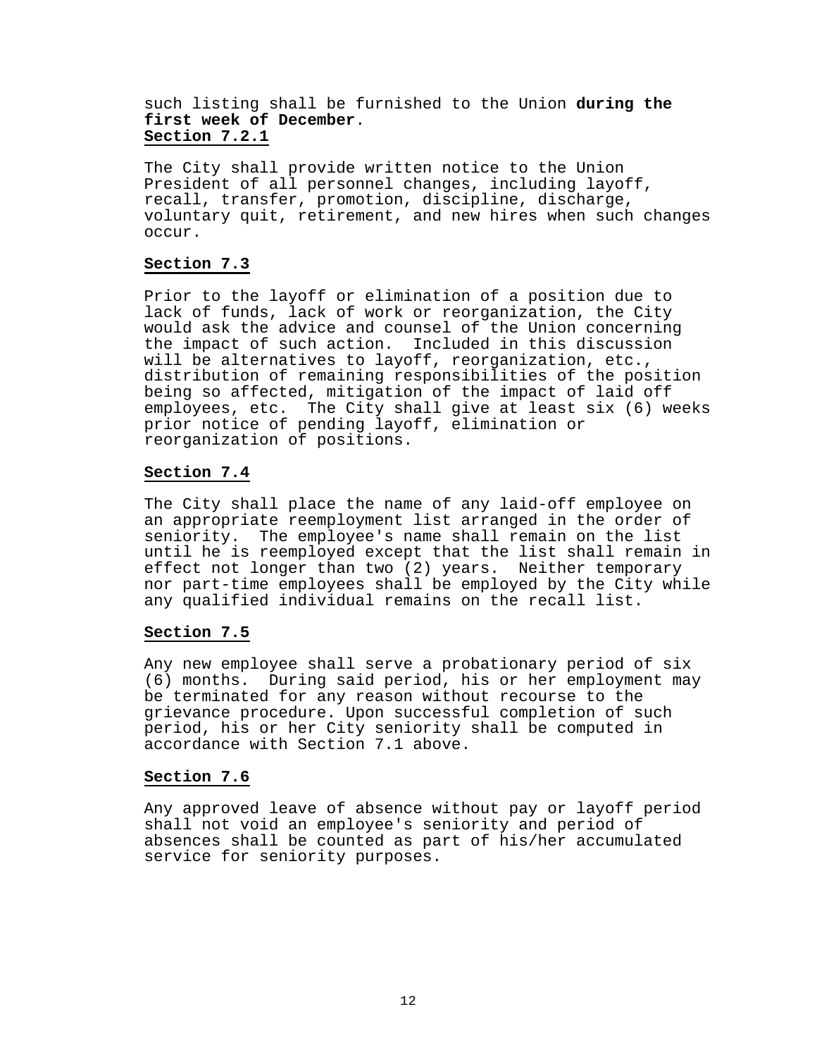such listing shall be furnished to the Union **during the first week of December**.

**Section 7.2.1**

The City shall provide written notice to the Union President of all personnel changes, including layoff, recall, transfer, promotion, discipline, discharge, voluntary quit, retirement, and new hires when such changes occur.

**Section 7.3**

Prior to the layoff or elimination of a position due to lack of funds, lack of work or reorganization, the City would ask the advice and counsel of the Union concerning the impact of such action. Included in this discussion will be alternatives to layoff, reorganization, etc., distribution of remaining responsibilities of the position being so affected, mitigation of the impact of laid off employees, etc. The City shall give at least six (6) weeks prior notice of pending layoff, elimination or reorganization of positions.

**Section 7.4**

The City shall place the name of any laid-off employee on an appropriate reemployment list arranged in the order of seniority. The employee's name shall remain on the list until he is reemployed except that the list shall remain in effect not longer than two (2) years. Neither temporary nor part-time employees shall be employed by the City while any qualified individual remains on the recall list.

**Section 7.5**

Any new employee shall serve a probationary period of six (6) months. During said period, his or her employment may be terminated for any reason without recourse to the grievance procedure. Upon successful completion of such period, his or her City seniority shall be computed in accordance with Section 7.1 above.

**Section 7.6**

Any approved leave of absence without pay or layoff period shall not void an employee's seniority and period of absences shall be counted as part of his/her accumulated service for seniority purposes.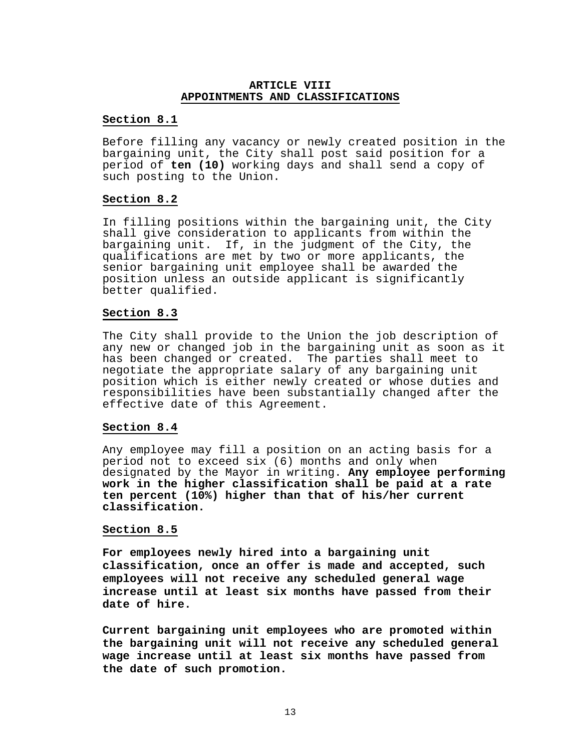# ARTICLE VIII
## APPOINTMENTS AND CLASSIFICATIONS

### Section 8.1

Before filling any vacancy or newly created position in the bargaining unit, the City shall post said position for a period of **ten (10)** working days and shall send a copy of such posting to the Union.

### Section 8.2

In filling positions within the bargaining unit, the City shall give consideration to applicants from within the bargaining unit. If, in the judgment of the City, the qualifications are met by two or more applicants, the senior bargaining unit employee shall be awarded the position unless an outside applicant is significantly better qualified.

### Section 8.3

The City shall provide to the Union the job description of any new or changed job in the bargaining unit as soon as it has been changed or created. The parties shall meet to negotiate the appropriate salary of any bargaining unit position which is either newly created or whose duties and responsibilities have been substantially changed after the effective date of this Agreement.

### Section 8.4

Any employee may fill a position on an acting basis for a period not to exceed six (6) months and only when designated by the Mayor in writing. **Any employee performing work in the higher classification shall be paid at a rate ten percent (10%) higher than that of his/her current classification.**

### Section 8.5

**For employees newly hired into a bargaining unit classification, once an offer is made and accepted, such employees will not receive any scheduled general wage increase until at least six months have passed from their date of hire.**

**Current bargaining unit employees who are promoted within the bargaining unit will not receive any scheduled general wage increase until at least six months have passed from the date of such promotion.**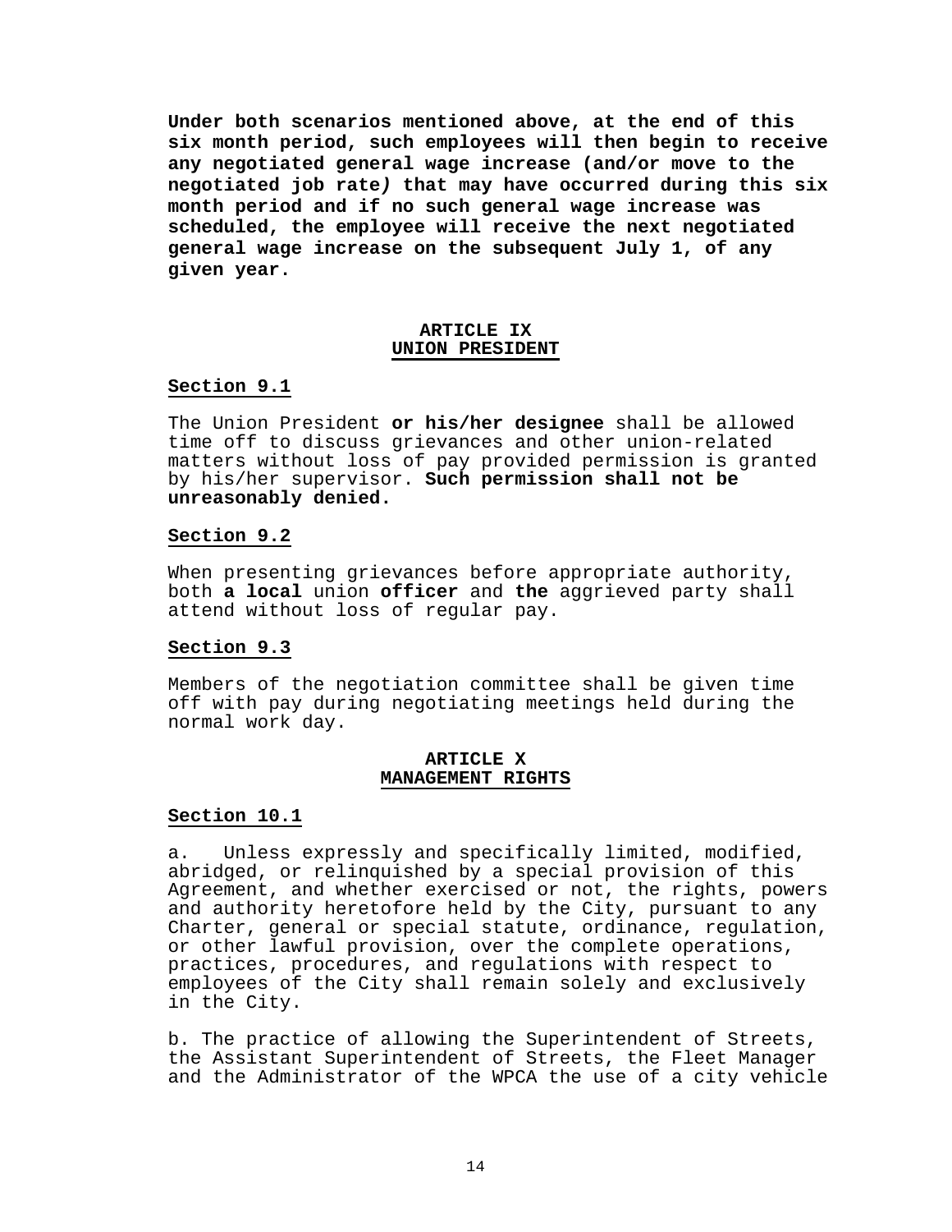**Under both scenarios mentioned above, at the end of this six month period, such employees will then begin to receive any negotiated general wage increase (and/or move to the negotiated job rate) that may have occurred during this six month period and if no such general wage increase was scheduled, the employee will receive the next negotiated general wage increase on the subsequent July 1, of any given year.**

## ARTICLE IX
## UNION PRESIDENT

### Section 9.1

The Union President **or his/her designee** shall be allowed time off to discuss grievances and other union-related matters without loss of pay provided permission is granted by his/her supervisor. **Such permission shall not be unreasonably denied.**

### Section 9.2

When presenting grievances before appropriate authority, both **a local** union **officer** and **the** aggrieved party shall attend without loss of regular pay.

### Section 9.3

Members of the negotiation committee shall be given time off with pay during negotiating meetings held during the normal work day.

## ARTICLE X
## MANAGEMENT RIGHTS

### Section 10.1

a. Unless expressly and specifically limited, modified, abridged, or relinquished by a special provision of this Agreement, and whether exercised or not, the rights, powers and authority heretofore held by the City, pursuant to any Charter, general or special statute, ordinance, regulation, or other lawful provision, over the complete operations, practices, procedures, and regulations with respect to employees of the City shall remain solely and exclusively in the City.

b. The practice of allowing the Superintendent of Streets, the Assistant Superintendent of Streets, the Fleet Manager and the Administrator of the WPCA the use of a city vehicle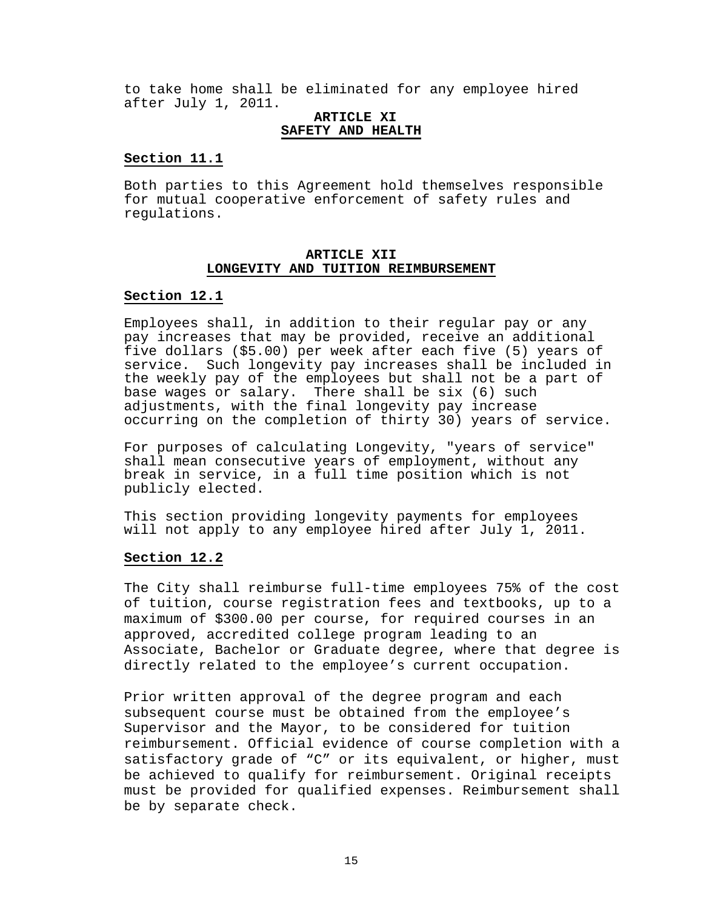to take home shall be eliminated for any employee hired after July 1, 2011.

## ARTICLE XI
## SAFETY AND HEALTH

### Section 11.1

Both parties to this Agreement hold themselves responsible for mutual cooperative enforcement of safety rules and regulations.

## ARTICLE XII
## LONGEVITY AND TUITION REIMBURSEMENT

### Section 12.1

Employees shall, in addition to their regular pay or any pay increases that may be provided, receive an additional five dollars ($5.00) per week after each five (5) years of service. Such longevity pay increases shall be included in the weekly pay of the employees but shall not be a part of base wages or salary. There shall be six (6) such adjustments, with the final longevity pay increase occurring on the completion of thirty 30) years of service.

For purposes of calculating Longevity, "years of service" shall mean consecutive years of employment, without any break in service, in a full time position which is not publicly elected.

This section providing longevity payments for employees will not apply to any employee hired after July 1, 2011.

### Section 12.2

The City shall reimburse full-time employees 75% of the cost of tuition, course registration fees and textbooks, up to a maximum of $300.00 per course, for required courses in an approved, accredited college program leading to an Associate, Bachelor or Graduate degree, where that degree is directly related to the employee's current occupation.

Prior written approval of the degree program and each subsequent course must be obtained from the employee's Supervisor and the Mayor, to be considered for tuition reimbursement. Official evidence of course completion with a satisfactory grade of "C" or its equivalent, or higher, must be achieved to qualify for reimbursement. Original receipts must be provided for qualified expenses. Reimbursement shall be by separate check.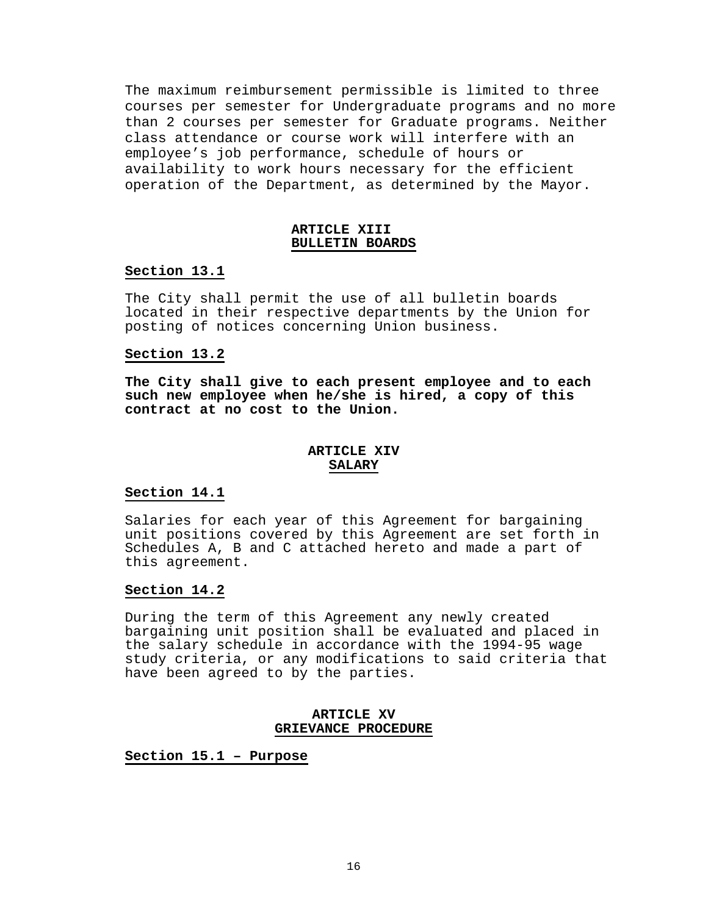The maximum reimbursement permissible is limited to three courses per semester for Undergraduate programs and no more than 2 courses per semester for Graduate programs. Neither class attendance or course work will interfere with an employee's job performance, schedule of hours or availability to work hours necessary for the efficient operation of the Department, as determined by the Mayor.

## ARTICLE XIII
## BULLETIN BOARDS

### Section 13.1

The City shall permit the use of all bulletin boards located in their respective departments by the Union for posting of notices concerning Union business.

### Section 13.2

**The City shall give to each present employee and to each such new employee when he/she is hired, a copy of this contract at no cost to the Union.**

## ARTICLE XIV
## SALARY

### Section 14.1

Salaries for each year of this Agreement for bargaining unit positions covered by this Agreement are set forth in Schedules A, B and C attached hereto and made a part of this agreement.

### Section 14.2

During the term of this Agreement any newly created bargaining unit position shall be evaluated and placed in the salary schedule in accordance with the 1994-95 wage study criteria, or any modifications to said criteria that have been agreed to by the parties.

## ARTICLE XV
## GRIEVANCE PROCEDURE

### Section 15.1 – Purpose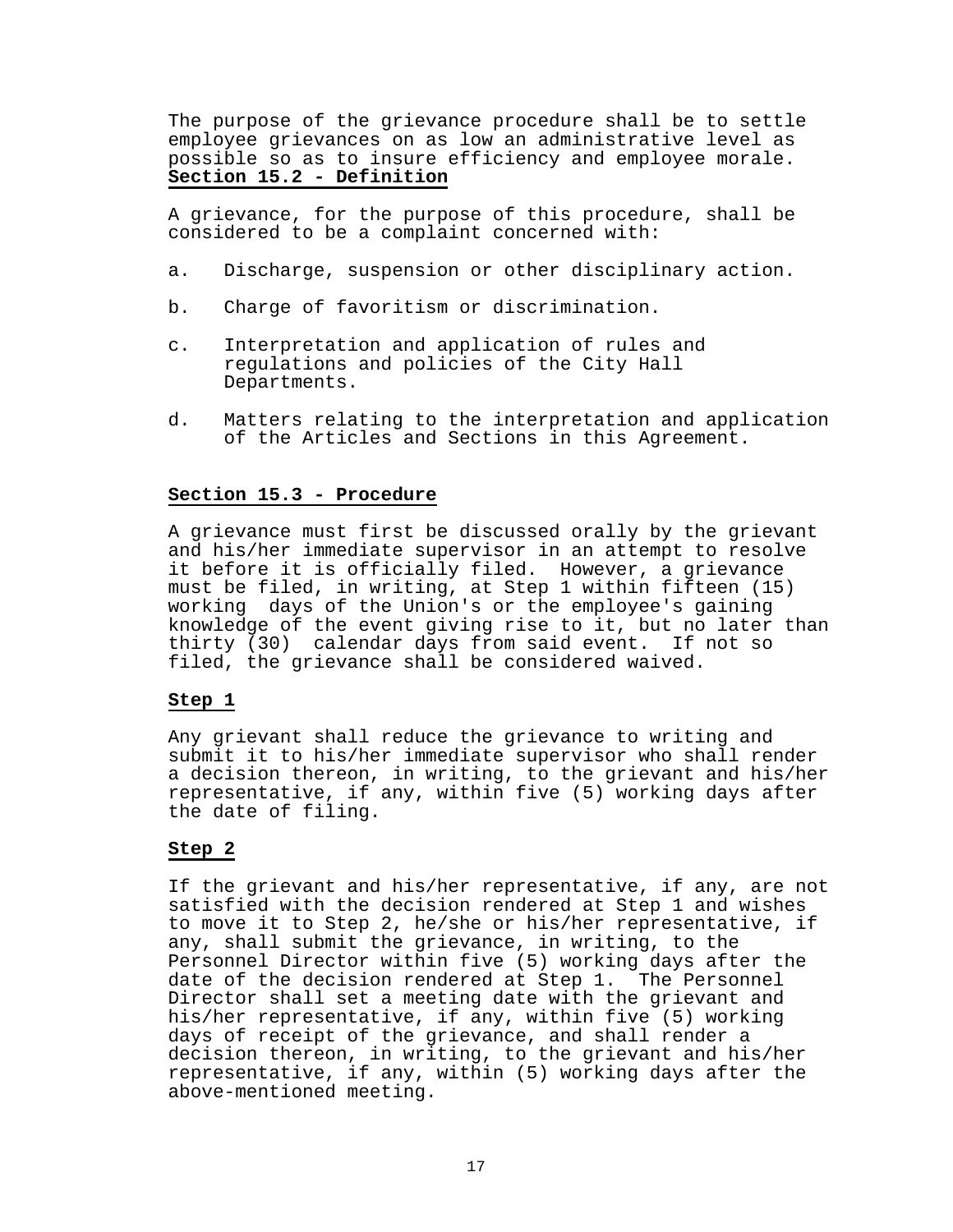The purpose of the grievance procedure shall be to settle employee grievances on as low an administrative level as possible so as to insure efficiency and employee morale.

**Section 15.2 - Definition**

A grievance, for the purpose of this procedure, shall be considered to be a complaint concerned with:

a. Discharge, suspension or other disciplinary action.

b. Charge of favoritism or discrimination.

c. Interpretation and application of rules and regulations and policies of the City Hall Departments.

d. Matters relating to the interpretation and application of the Articles and Sections in this Agreement.

**Section 15.3 - Procedure**

A grievance must first be discussed orally by the grievant and his/her immediate supervisor in an attempt to resolve it before it is officially filed. However, a grievance must be filed, in writing, at Step 1 within fifteen (15) working days of the Union's or the employee's gaining knowledge of the event giving rise to it, but no later than thirty (30) calendar days from said event. If not so filed, the grievance shall be considered waived.

**Step 1**

Any grievant shall reduce the grievance to writing and submit it to his/her immediate supervisor who shall render a decision thereon, in writing, to the grievant and his/her representative, if any, within five (5) working days after the date of filing.

**Step 2**

If the grievant and his/her representative, if any, are not satisfied with the decision rendered at Step 1 and wishes to move it to Step 2, he/she or his/her representative, if any, shall submit the grievance, in writing, to the Personnel Director within five (5) working days after the date of the decision rendered at Step 1. The Personnel Director shall set a meeting date with the grievant and his/her representative, if any, within five (5) working days of receipt of the grievance, and shall render a decision thereon, in writing, to the grievant and his/her representative, if any, within (5) working days after the above-mentioned meeting.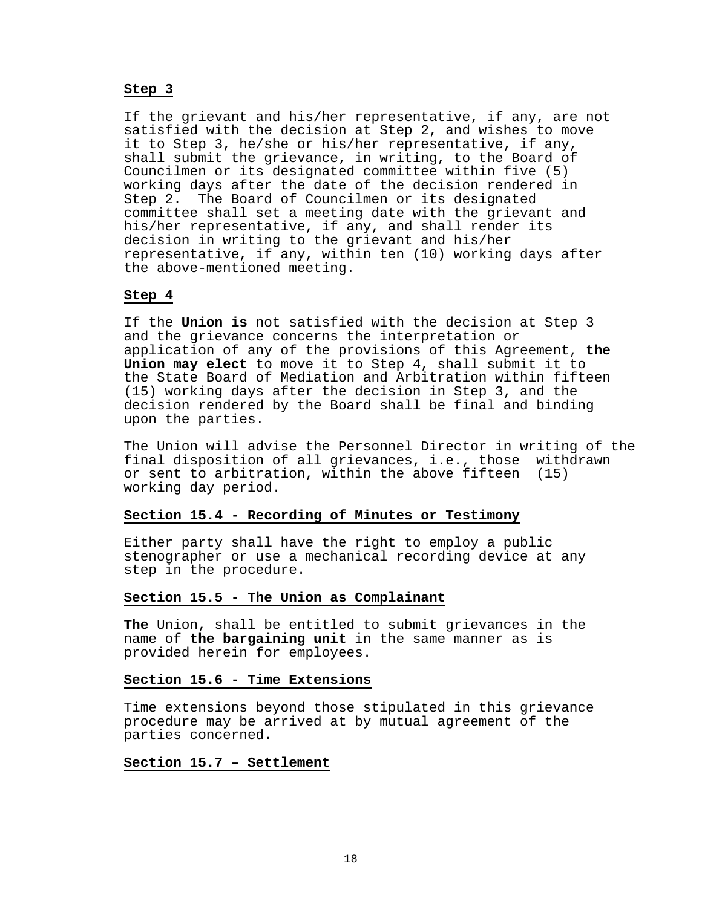**Step 3**

If the grievant and his/her representative, if any, are not satisfied with the decision at Step 2, and wishes to move it to Step 3, he/she or his/her representative, if any, shall submit the grievance, in writing, to the Board of Councilmen or its designated committee within five (5) working days after the date of the decision rendered in Step 2. The Board of Councilmen or its designated committee shall set a meeting date with the grievant and his/her representative, if any, and shall render its decision in writing to the grievant and his/her representative, if any, within ten (10) working days after the above-mentioned meeting.

**Step 4**

If the **Union is** not satisfied with the decision at Step 3 and the grievance concerns the interpretation or application of any of the provisions of this Agreement, **the Union may elect** to move it to Step 4, shall submit it to the State Board of Mediation and Arbitration within fifteen (15) working days after the decision in Step 3, and the decision rendered by the Board shall be final and binding upon the parties.

The Union will advise the Personnel Director in writing of the final disposition of all grievances, i.e., those withdrawn or sent to arbitration, within the above fifteen (15) working day period.

**Section 15.4 - Recording of Minutes or Testimony**

Either party shall have the right to employ a public stenographer or use a mechanical recording device at any step in the procedure.

**Section 15.5 - The Union as Complainant**

**The** Union, shall be entitled to submit grievances in the name of **the bargaining unit** in the same manner as is provided herein for employees.

**Section 15.6 - Time Extensions**

Time extensions beyond those stipulated in this grievance procedure may be arrived at by mutual agreement of the parties concerned.

**Section 15.7 – Settlement**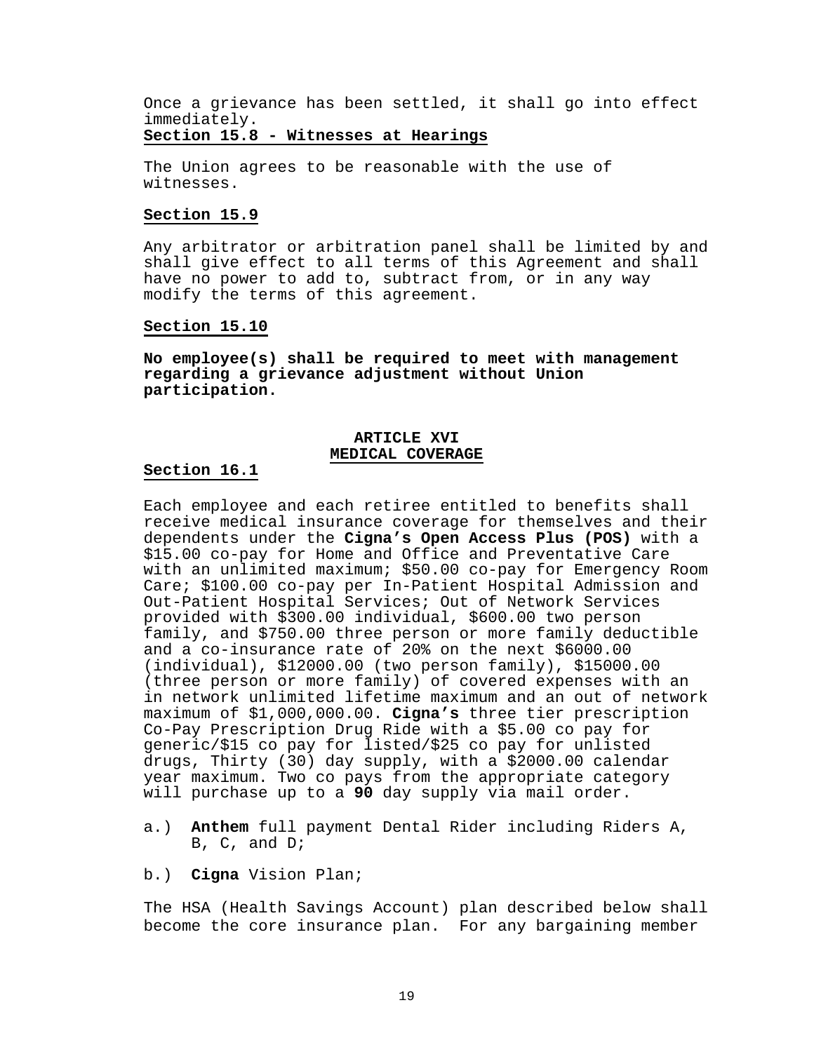Once a grievance has been settled, it shall go into effect immediately.

**Section 15.8 - Witnesses at Hearings**

The Union agrees to be reasonable with the use of witnesses.

**Section 15.9**

Any arbitrator or arbitration panel shall be limited by and shall give effect to all terms of this Agreement and shall have no power to add to, subtract from, or in any way modify the terms of this agreement.

**Section 15.10**

**No employee(s) shall be required to meet with management regarding a grievance adjustment without Union participation.**

## ARTICLE XVI
## MEDICAL COVERAGE

**Section 16.1**

Each employee and each retiree entitled to benefits shall receive medical insurance coverage for themselves and their dependents under the **Cigna's Open Access Plus (POS)** with a $15.00 co-pay for Home and Office and Preventative Care with an unlimited maximum; $50.00 co-pay for Emergency Room Care; $100.00 co-pay per In-Patient Hospital Admission and Out-Patient Hospital Services; Out of Network Services provided with $300.00 individual, $600.00 two person family, and $750.00 three person or more family deductible and a co-insurance rate of 20% on the next $6000.00 (individual), $12000.00 (two person family), $15000.00 (three person or more family) of covered expenses with an in network unlimited lifetime maximum and an out of network maximum of $1,000,000.00. **Cigna's** three tier prescription Co-Pay Prescription Drug Ride with a $5.00 co pay for generic/$15 co pay for listed/$25 co pay for unlisted drugs, Thirty (30) day supply, with a $2000.00 calendar year maximum. Two co pays from the appropriate category will purchase up to a **90** day supply via mail order.

a.) **Anthem** full payment Dental Rider including Riders A, B, C, and D;

b.) **Cigna** Vision Plan;

The HSA (Health Savings Account) plan described below shall become the core insurance plan. For any bargaining member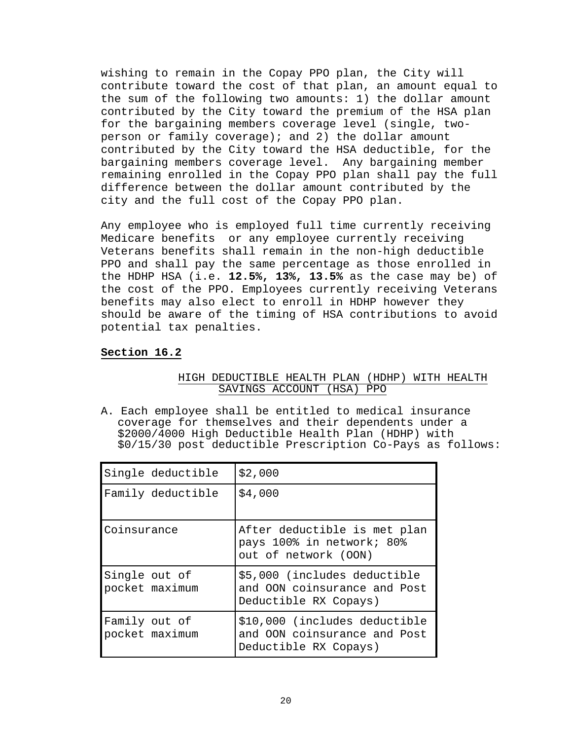wishing to remain in the Copay PPO plan, the City will contribute toward the cost of that plan, an amount equal to the sum of the following two amounts: 1) the dollar amount contributed by the City toward the premium of the HSA plan for the bargaining members coverage level (single, two-person or family coverage); and 2) the dollar amount contributed by the City toward the HSA deductible, for the bargaining members coverage level. Any bargaining member remaining enrolled in the Copay PPO plan shall pay the full difference between the dollar amount contributed by the city and the full cost of the Copay PPO plan.

Any employee who is employed full time currently receiving Medicare benefits or any employee currently receiving Veterans benefits shall remain in the non-high deductible PPO and shall pay the same percentage as those enrolled in the HDHP HSA (i.e. **12.5%, 13%, 13.5%** as the case may be) of the cost of the PPO. Employees currently receiving Veterans benefits may also elect to enroll in HDHP however they should be aware of the timing of HSA contributions to avoid potential tax penalties.

## Section 16.2

### HIGH DEDUCTIBLE HEALTH PLAN (HDHP) WITH HEALTH SAVINGS ACCOUNT (HSA) PPO

A. Each employee shall be entitled to medical insurance coverage for themselves and their dependents under a $2000/4000 High Deductible Health Plan (HDHP) with $0/15/30 post deductible Prescription Co-Pays as follows:

| | |
|---|---|
| Single deductible | $2,000 |
| Family deductible | $4,000 |
| Coinsurance | After deductible is met plan pays 100% in network; 80% out of network (OON) |
| Single out of pocket maximum | $5,000 (includes deductible and OON coinsurance and Post Deductible RX Copays) |
| Family out of pocket maximum | $10,000 (includes deductible and OON coinsurance and Post Deductible RX Copays) |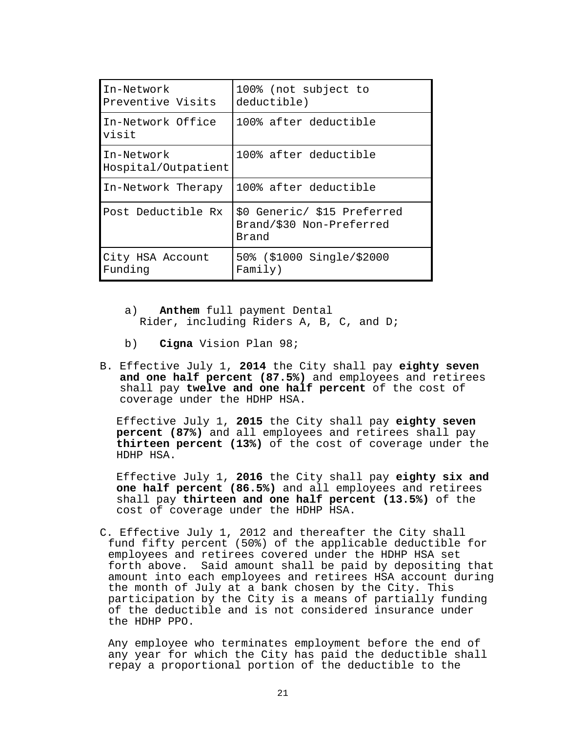| In-Network Preventive Visits | 100% (not subject to deductible) |
| --- | --- |
| In-Network Office visit | 100% after deductible |
| In-Network Hospital/Outpatient | 100% after deductible |
| In-Network Therapy | 100% after deductible |
| Post Deductible Rx | $0 Generic/ $15 Preferred Brand/$30 Non-Preferred Brand |
| City HSA Account Funding | 50% ($1000 Single/$2000 Family) |

a) **Anthem** full payment Dental Rider, including Riders A, B, C, and D;

b) **Cigna** Vision Plan 98;

B. Effective July 1, **2014** the City shall pay **eighty seven and one half percent (87.5%)** and employees and retirees shall pay **twelve and one half percent** of the cost of coverage under the HDHP HSA.

Effective July 1, **2015** the City shall pay **eighty seven percent (87%)** and all employees and retirees shall pay **thirteen percent (13%)** of the cost of coverage under the HDHP HSA.

Effective July 1, **2016** the City shall pay **eighty six and one half percent (86.5%)** and all employees and retirees shall pay **thirteen and one half percent (13.5%)** of the cost of coverage under the HDHP HSA.

C. Effective July 1, 2012 and thereafter the City shall fund fifty percent (50%) of the applicable deductible for employees and retirees covered under the HDHP HSA set forth above. Said amount shall be paid by depositing that amount into each employees and retirees HSA account during the month of July at a bank chosen by the City. This participation by the City is a means of partially funding of the deductible and is not considered insurance under the HDHP PPO.

Any employee who terminates employment before the end of any year for which the City has paid the deductible shall repay a proportional portion of the deductible to the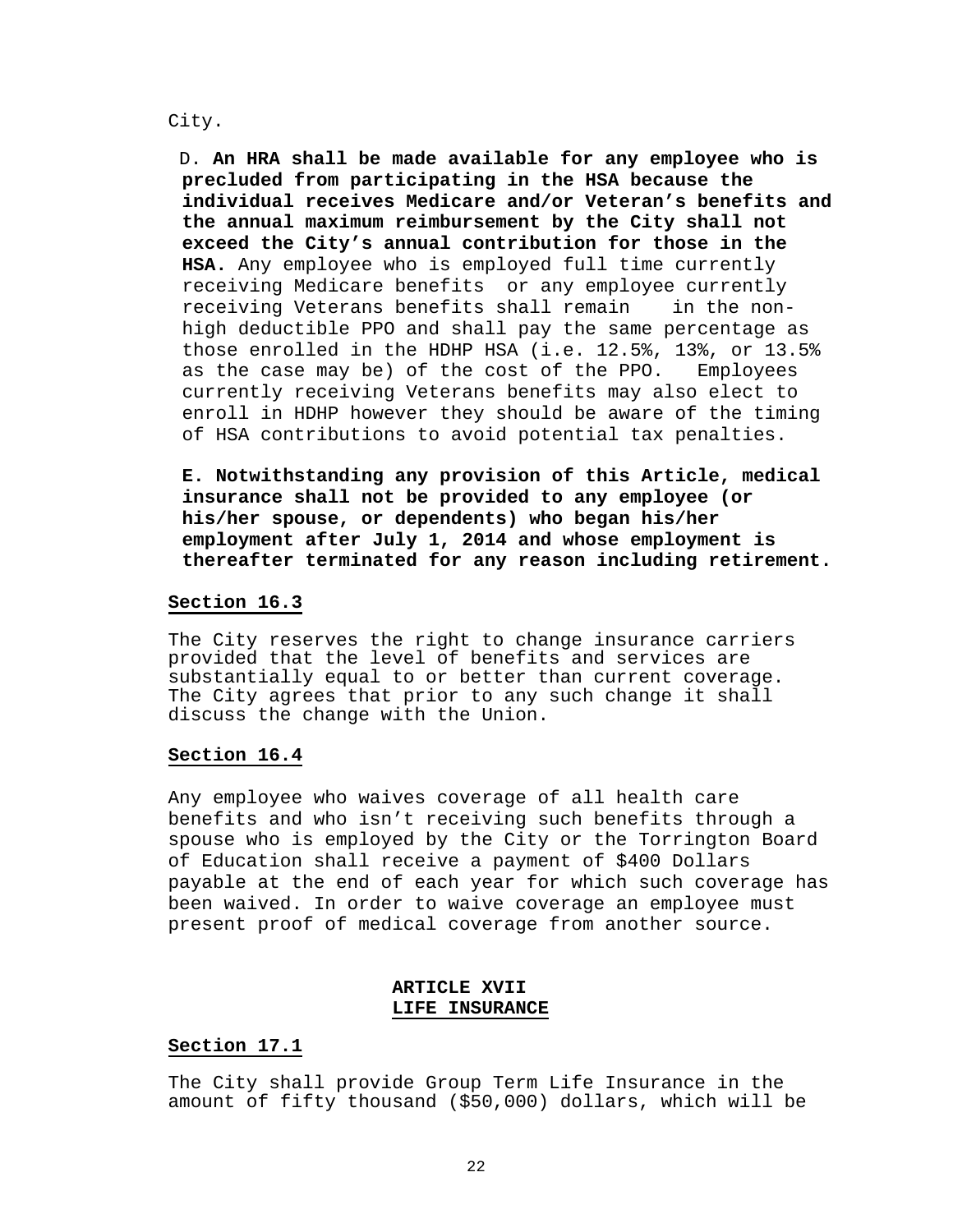City.

D. **An HRA shall be made available for any employee who is precluded from participating in the HSA because the individual receives Medicare and/or Veteran's benefits and the annual maximum reimbursement by the City shall not exceed the City's annual contribution for those in the HSA.** Any employee who is employed full time currently receiving Medicare benefits or any employee currently receiving Veterans benefits shall remain in the non-high deductible PPO and shall pay the same percentage as those enrolled in the HDHP HSA (i.e. 12.5%, 13%, or 13.5% as the case may be) of the cost of the PPO. Employees currently receiving Veterans benefits may also elect to enroll in HDHP however they should be aware of the timing of HSA contributions to avoid potential tax penalties.

**E. Notwithstanding any provision of this Article, medical insurance shall not be provided to any employee (or his/her spouse, or dependents) who began his/her employment after July 1, 2014 and whose employment is thereafter terminated for any reason including retirement.**

### Section 16.3

The City reserves the right to change insurance carriers provided that the level of benefits and services are substantially equal to or better than current coverage. The City agrees that prior to any such change it shall discuss the change with the Union.

### Section 16.4

Any employee who waives coverage of all health care benefits and who isn't receiving such benefits through a spouse who is employed by the City or the Torrington Board of Education shall receive a payment of $400 Dollars payable at the end of each year for which such coverage has been waived. In order to waive coverage an employee must present proof of medical coverage from another source.

## ARTICLE XVII
## LIFE INSURANCE

### Section 17.1

The City shall provide Group Term Life Insurance in the amount of fifty thousand ($50,000) dollars, which will be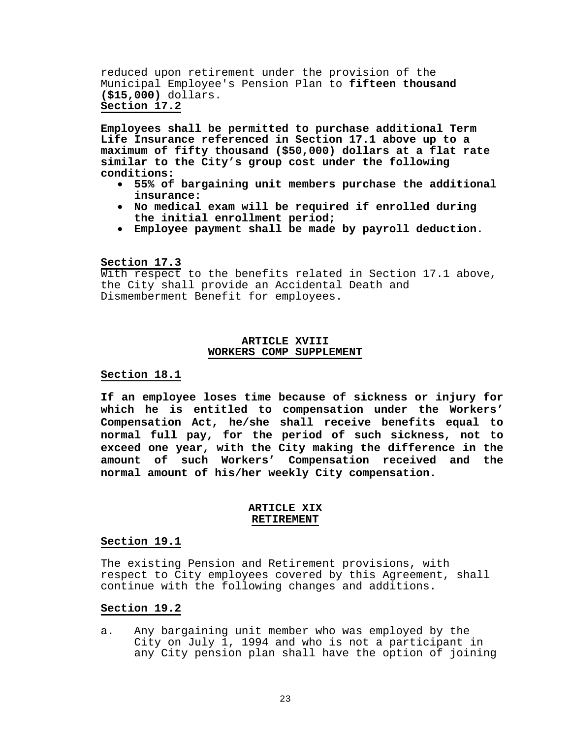reduced upon retirement under the provision of the Municipal Employee's Pension Plan to **fifteen thousand ($15,000)** dollars.

**Section 17.2**

**Employees shall be permitted to purchase additional Term Life Insurance referenced in Section 17.1 above up to a maximum of fifty thousand ($50,000) dollars at a flat rate similar to the City's group cost under the following conditions:**

- **55% of bargaining unit members purchase the additional insurance:**
- **No medical exam will be required if enrolled during the initial enrollment period;**
- **Employee payment shall be made by payroll deduction.**

**Section 17.3**

With respect to the benefits related in Section 17.1 above, the City shall provide an Accidental Death and Dismemberment Benefit for employees.

## ARTICLE XVIII
## WORKERS COMP SUPPLEMENT

**Section 18.1**

**If an employee loses time because of sickness or injury for which he is entitled to compensation under the Workers' Compensation Act, he/she shall receive benefits equal to normal full pay, for the period of such sickness, not to exceed one year, with the City making the difference in the amount of such Workers' Compensation received and the normal amount of his/her weekly City compensation.**

## ARTICLE XIX
## RETIREMENT

**Section 19.1**

The existing Pension and Retirement provisions, with respect to City employees covered by this Agreement, shall continue with the following changes and additions.

**Section 19.2**

a. Any bargaining unit member who was employed by the City on July 1, 1994 and who is not a participant in any City pension plan shall have the option of joining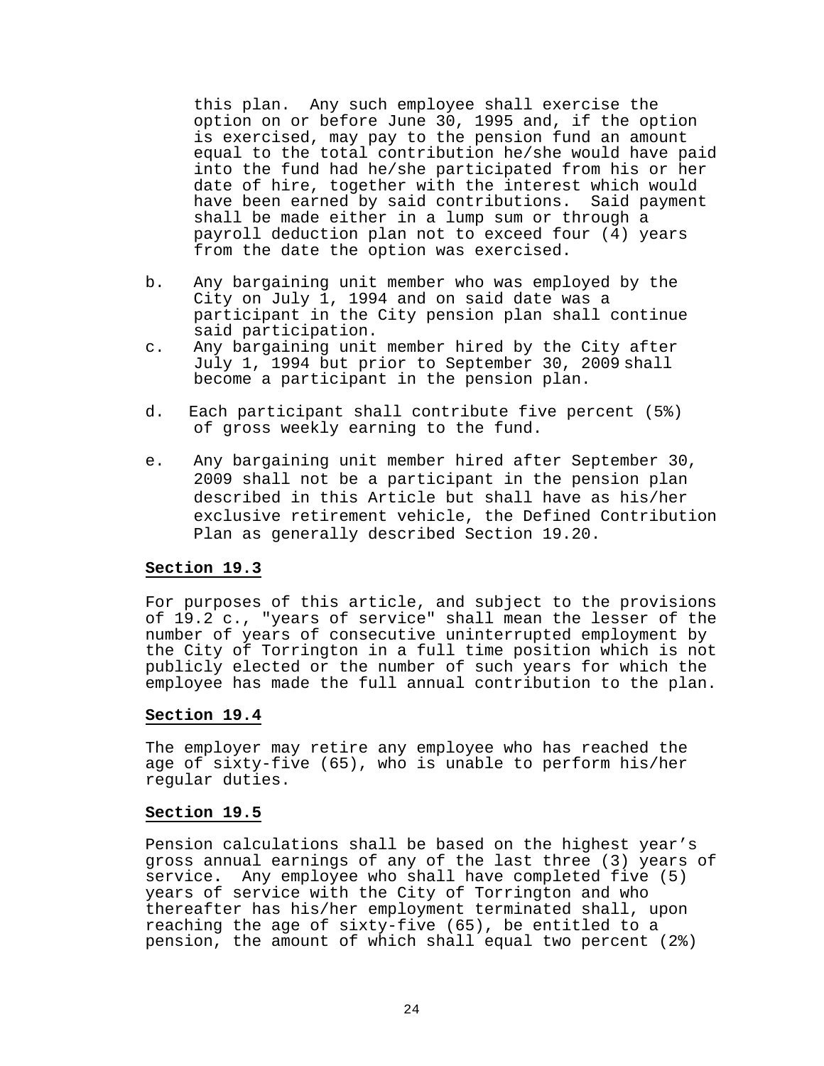this plan. Any such employee shall exercise the option on or before June 30, 1995 and, if the option is exercised, may pay to the pension fund an amount equal to the total contribution he/she would have paid into the fund had he/she participated from his or her date of hire, together with the interest which would have been earned by said contributions. Said payment shall be made either in a lump sum or through a payroll deduction plan not to exceed four (4) years from the date the option was exercised.

b. Any bargaining unit member who was employed by the City on July 1, 1994 and on said date was a participant in the City pension plan shall continue said participation.

c. Any bargaining unit member hired by the City after July 1, 1994 but prior to September 30, 2009 shall become a participant in the pension plan.

d. Each participant shall contribute five percent (5%) of gross weekly earning to the fund.

e. Any bargaining unit member hired after September 30, 2009 shall not be a participant in the pension plan described in this Article but shall have as his/her exclusive retirement vehicle, the Defined Contribution Plan as generally described Section 19.20.

**Section 19.3**

For purposes of this article, and subject to the provisions of 19.2 c., "years of service" shall mean the lesser of the number of years of consecutive uninterrupted employment by the City of Torrington in a full time position which is not publicly elected or the number of such years for which the employee has made the full annual contribution to the plan.

**Section 19.4**

The employer may retire any employee who has reached the age of sixty-five (65), who is unable to perform his/her regular duties.

**Section 19.5**

Pension calculations shall be based on the highest year's gross annual earnings of any of the last three (3) years of service. Any employee who shall have completed five (5) years of service with the City of Torrington and who thereafter has his/her employment terminated shall, upon reaching the age of sixty-five (65), be entitled to a pension, the amount of which shall equal two percent (2%)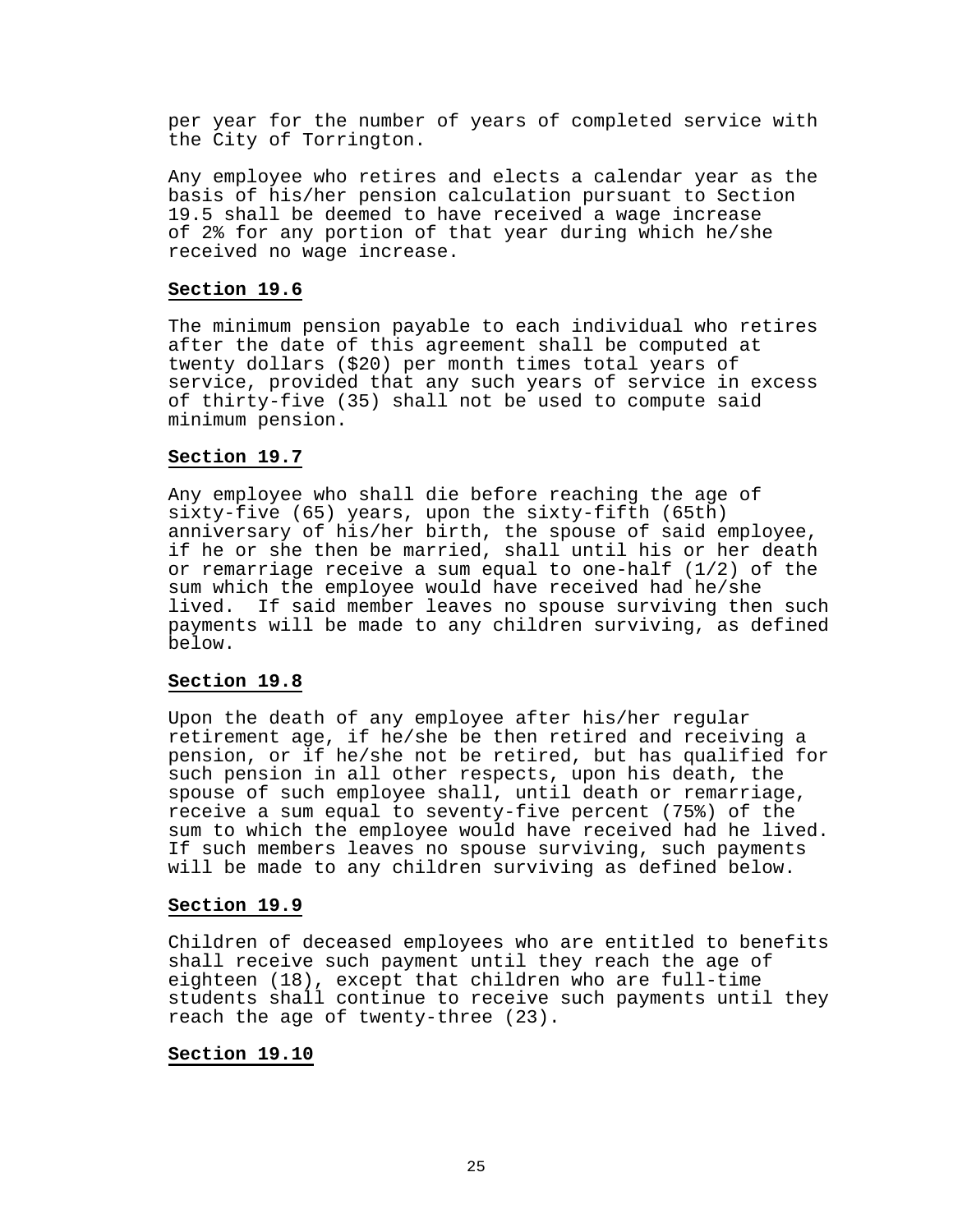per year for the number of years of completed service with the City of Torrington.

Any employee who retires and elects a calendar year as the basis of his/her pension calculation pursuant to Section 19.5 shall be deemed to have received a wage increase of 2% for any portion of that year during which he/she received no wage increase.

**Section 19.6**

The minimum pension payable to each individual who retires after the date of this agreement shall be computed at twenty dollars ($20) per month times total years of service, provided that any such years of service in excess of thirty-five (35) shall not be used to compute said minimum pension.

**Section 19.7**

Any employee who shall die before reaching the age of sixty-five (65) years, upon the sixty-fifth (65th) anniversary of his/her birth, the spouse of said employee, if he or she then be married, shall until his or her death or remarriage receive a sum equal to one-half (1/2) of the sum which the employee would have received had he/she lived. If said member leaves no spouse surviving then such payments will be made to any children surviving, as defined below.

**Section 19.8**

Upon the death of any employee after his/her regular retirement age, if he/she be then retired and receiving a pension, or if he/she not be retired, but has qualified for such pension in all other respects, upon his death, the spouse of such employee shall, until death or remarriage, receive a sum equal to seventy-five percent (75%) of the sum to which the employee would have received had he lived. If such members leaves no spouse surviving, such payments will be made to any children surviving as defined below.

**Section 19.9**

Children of deceased employees who are entitled to benefits shall receive such payment until they reach the age of eighteen (18), except that children who are full-time students shall continue to receive such payments until they reach the age of twenty-three (23).

**Section 19.10**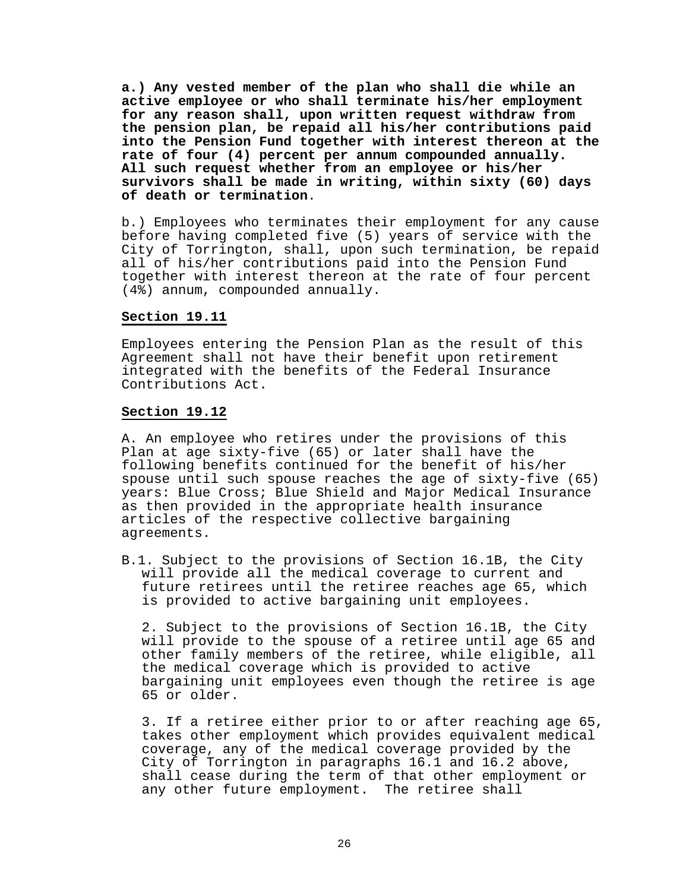**a.) Any vested member of the plan who shall die while an active employee or who shall terminate his/her employment for any reason shall, upon written request withdraw from the pension plan, be repaid all his/her contributions paid into the Pension Fund together with interest thereon at the rate of four (4) percent per annum compounded annually. All such request whether from an employee or his/her survivors shall be made in writing, within sixty (60) days of death or termination**.

b.) Employees who terminates their employment for any cause before having completed five (5) years of service with the City of Torrington, shall, upon such termination, be repaid all of his/her contributions paid into the Pension Fund together with interest thereon at the rate of four percent (4%) annum, compounded annually.

## Section 19.11

Employees entering the Pension Plan as the result of this Agreement shall not have their benefit upon retirement integrated with the benefits of the Federal Insurance Contributions Act.

## Section 19.12

A. An employee who retires under the provisions of this Plan at age sixty-five (65) or later shall have the following benefits continued for the benefit of his/her spouse until such spouse reaches the age of sixty-five (65) years: Blue Cross; Blue Shield and Major Medical Insurance as then provided in the appropriate health insurance articles of the respective collective bargaining agreements.

B.1. Subject to the provisions of Section 16.1B, the City will provide all the medical coverage to current and future retirees until the retiree reaches age 65, which is provided to active bargaining unit employees.

2. Subject to the provisions of Section 16.1B, the City will provide to the spouse of a retiree until age 65 and other family members of the retiree, while eligible, all the medical coverage which is provided to active bargaining unit employees even though the retiree is age 65 or older.

3. If a retiree either prior to or after reaching age 65, takes other employment which provides equivalent medical coverage, any of the medical coverage provided by the City of Torrington in paragraphs 16.1 and 16.2 above, shall cease during the term of that other employment or any other future employment. The retiree shall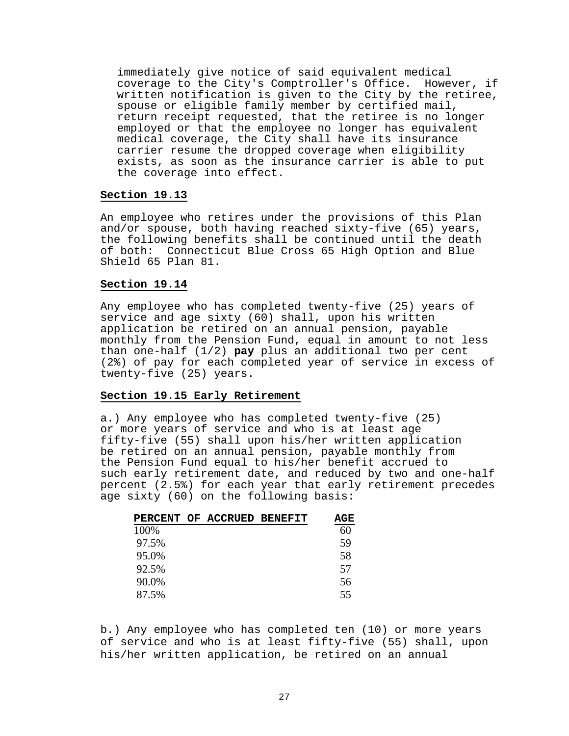immediately give notice of said equivalent medical coverage to the City's Comptroller's Office. However, if written notification is given to the City by the retiree, spouse or eligible family member by certified mail, return receipt requested, that the retiree is no longer employed or that the employee no longer has equivalent medical coverage, the City shall have its insurance carrier resume the dropped coverage when eligibility exists, as soon as the insurance carrier is able to put the coverage into effect.

**Section 19.13**

An employee who retires under the provisions of this Plan and/or spouse, both having reached sixty-five (65) years, the following benefits shall be continued until the death of both: Connecticut Blue Cross 65 High Option and Blue Shield 65 Plan 81.

**Section 19.14**

Any employee who has completed twenty-five (25) years of service and age sixty (60) shall, upon his written application be retired on an annual pension, payable monthly from the Pension Fund, equal in amount to not less than one-half (1/2) **pay** plus an additional two per cent (2%) of pay for each completed year of service in excess of twenty-five (25) years.

**Section 19.15 Early Retirement**

a.) Any employee who has completed twenty-five (25) or more years of service and who is at least age fifty-five (55) shall upon his/her written application be retired on an annual pension, payable monthly from the Pension Fund equal to his/her benefit accrued to such early retirement date, and reduced by two and one-half percent (2.5%) for each year that early retirement precedes age sixty (60) on the following basis:

| PERCENT OF ACCRUED BENEFIT | AGE |
|---|---|
| 100% | 60 |
| 97.5% | 59 |
| 95.0% | 58 |
| 92.5% | 57 |
| 90.0% | 56 |
| 87.5% | 55 |

b.) Any employee who has completed ten (10) or more years of service and who is at least fifty-five (55) shall, upon his/her written application, be retired on an annual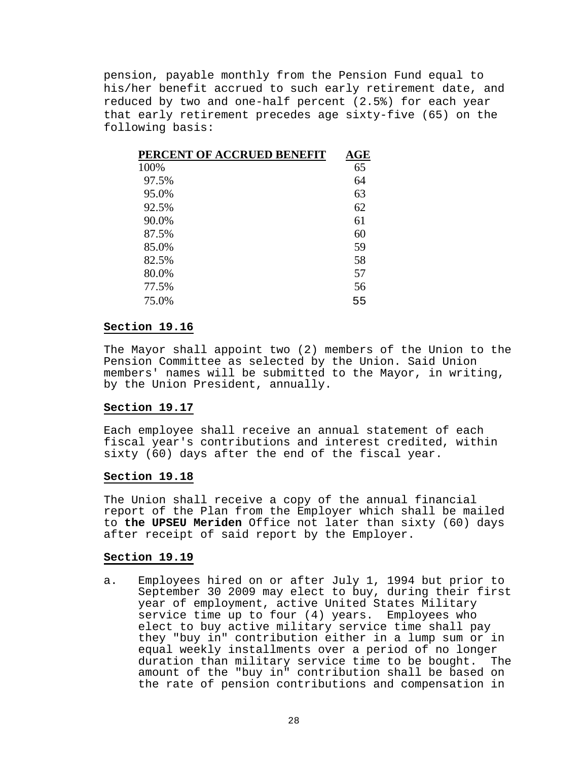pension, payable monthly from the Pension Fund equal to his/her benefit accrued to such early retirement date, and reduced by two and one-half percent (2.5%) for each year that early retirement precedes age sixty-five (65) on the following basis:

| PERCENT OF ACCRUED BENEFIT | AGE |
|---|---|
| 100% | 65 |
| 97.5% | 64 |
| 95.0% | 63 |
| 92.5% | 62 |
| 90.0% | 61 |
| 87.5% | 60 |
| 85.0% | 59 |
| 82.5% | 58 |
| 80.0% | 57 |
| 77.5% | 56 |
| 75.0% | 55 |

### Section 19.16

The Mayor shall appoint two (2) members of the Union to the Pension Committee as selected by the Union. Said Union members' names will be submitted to the Mayor, in writing, by the Union President, annually.

### Section 19.17

Each employee shall receive an annual statement of each fiscal year's contributions and interest credited, within sixty (60) days after the end of the fiscal year.

### Section 19.18

The Union shall receive a copy of the annual financial report of the Plan from the Employer which shall be mailed to **the UPSEU Meriden** Office not later than sixty (60) days after receipt of said report by the Employer.

### Section 19.19

a. Employees hired on or after July 1, 1994 but prior to September 30 2009 may elect to buy, during their first year of employment, active United States Military service time up to four (4) years. Employees who elect to buy active military service time shall pay they "buy in" contribution either in a lump sum or in equal weekly installments over a period of no longer duration than military service time to be bought. The amount of the "buy in" contribution shall be based on the rate of pension contributions and compensation in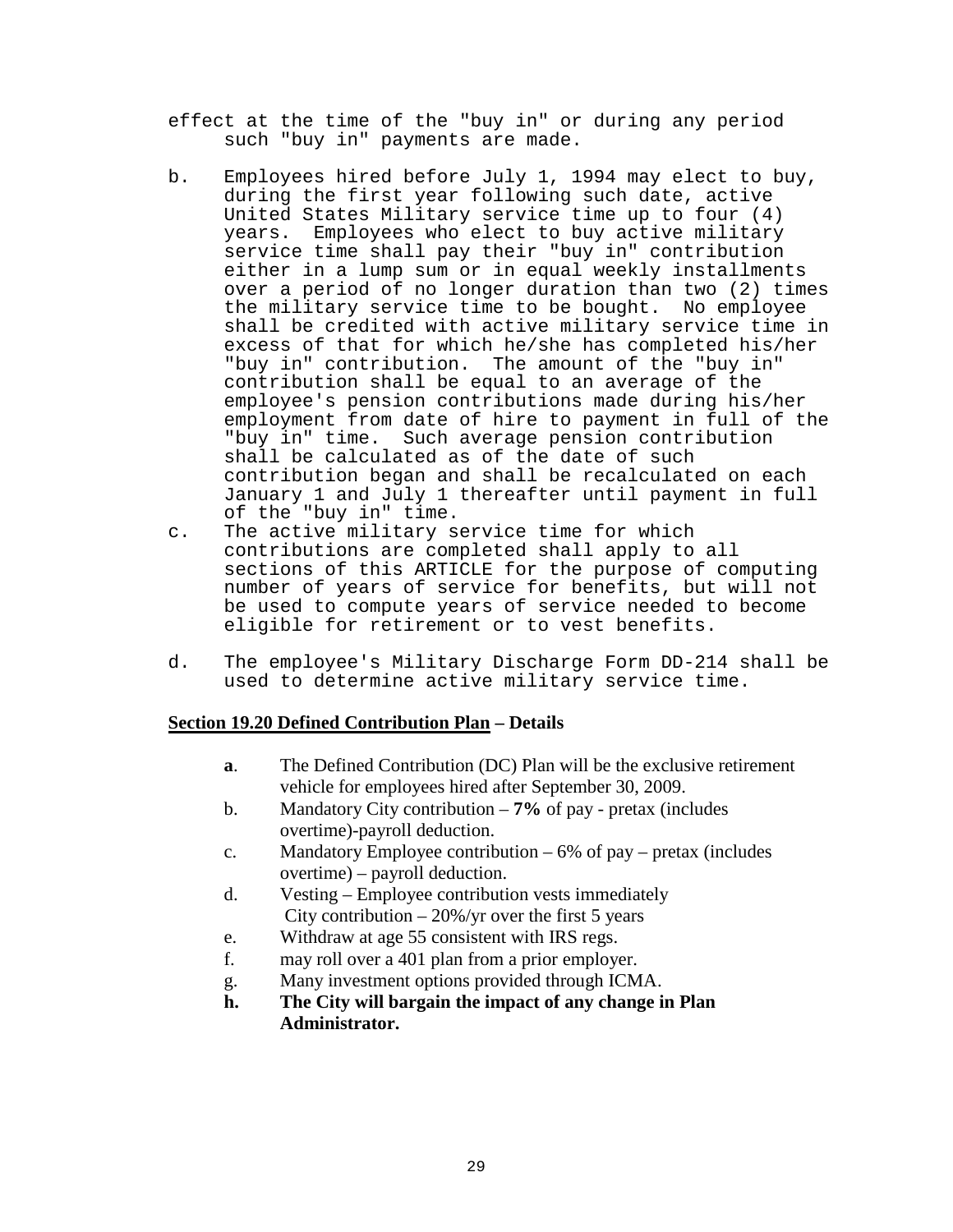effect at the time of the "buy in" or during any period such "buy in" payments are made.

b. Employees hired before July 1, 1994 may elect to buy, during the first year following such date, active United States Military service time up to four (4) years. Employees who elect to buy active military service time shall pay their "buy in" contribution either in a lump sum or in equal weekly installments over a period of no longer duration than two (2) times the military service time to be bought. No employee shall be credited with active military service time in excess of that for which he/she has completed his/her "buy in" contribution. The amount of the "buy in" contribution shall be equal to an average of the employee's pension contributions made during his/her employment from date of hire to payment in full of the "buy in" time. Such average pension contribution shall be calculated as of the date of such contribution began and shall be recalculated on each January 1 and July 1 thereafter until payment in full of the "buy in" time.

c. The active military service time for which contributions are completed shall apply to all sections of this ARTICLE for the purpose of computing number of years of service for benefits, but will not be used to compute years of service needed to become eligible for retirement or to vest benefits.

d. The employee's Military Discharge Form DD-214 shall be used to determine active military service time.

**<u>Section 19.20 Defined Contribution Plan</u> – Details**

**a**. The Defined Contribution (DC) Plan will be the exclusive retirement vehicle for employees hired after September 30, 2009.

b. Mandatory City contribution – **7%** of pay - pretax (includes overtime)-payroll deduction.

c. Mandatory Employee contribution – 6% of pay – pretax (includes overtime) – payroll deduction.

d. Vesting – Employee contribution vests immediately
City contribution – 20%/yr over the first 5 years

e. Withdraw at age 55 consistent with IRS regs.

f. may roll over a 401 plan from a prior employer.

g. Many investment options provided through ICMA.

**h. The City will bargain the impact of any change in Plan Administrator.**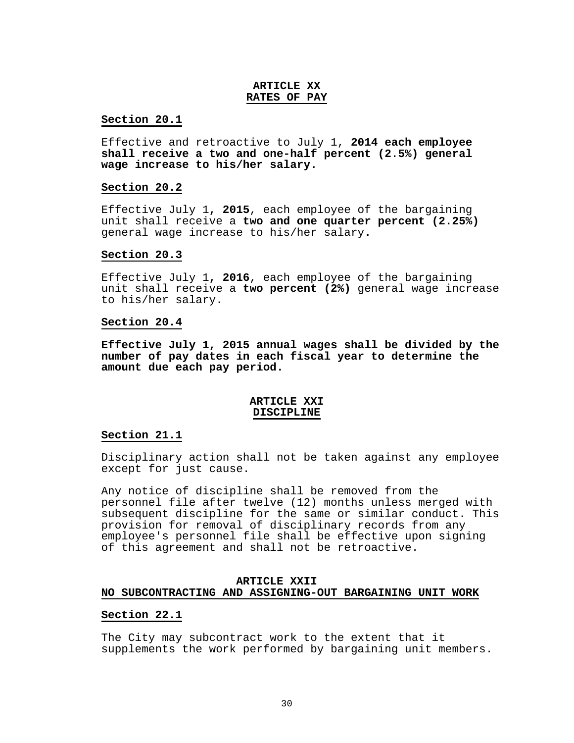## ARTICLE XX
## RATES OF PAY

### Section 20.1

Effective and retroactive to July 1, **2014 each employee shall receive a two and one-half percent (2.5%) general wage increase to his/her salary.**

### Section 20.2

Effective July 1**, 2015**, each employee of the bargaining unit shall receive a **two and one quarter percent (2.25%)** general wage increase to his/her salary.

### Section 20.3

Effective July 1**, 2016**, each employee of the bargaining unit shall receive a **two percent (2%)** general wage increase to his/her salary.

### Section 20.4

**Effective July 1, 2015 annual wages shall be divided by the number of pay dates in each fiscal year to determine the amount due each pay period.**

## ARTICLE XXI
## DISCIPLINE

### Section 21.1

Disciplinary action shall not be taken against any employee except for just cause.

Any notice of discipline shall be removed from the personnel file after twelve (12) months unless merged with subsequent discipline for the same or similar conduct. This provision for removal of disciplinary records from any employee's personnel file shall be effective upon signing of this agreement and shall not be retroactive.

## ARTICLE XXII
## NO SUBCONTRACTING AND ASSIGNING-OUT BARGAINING UNIT WORK

### Section 22.1

The City may subcontract work to the extent that it supplements the work performed by bargaining unit members.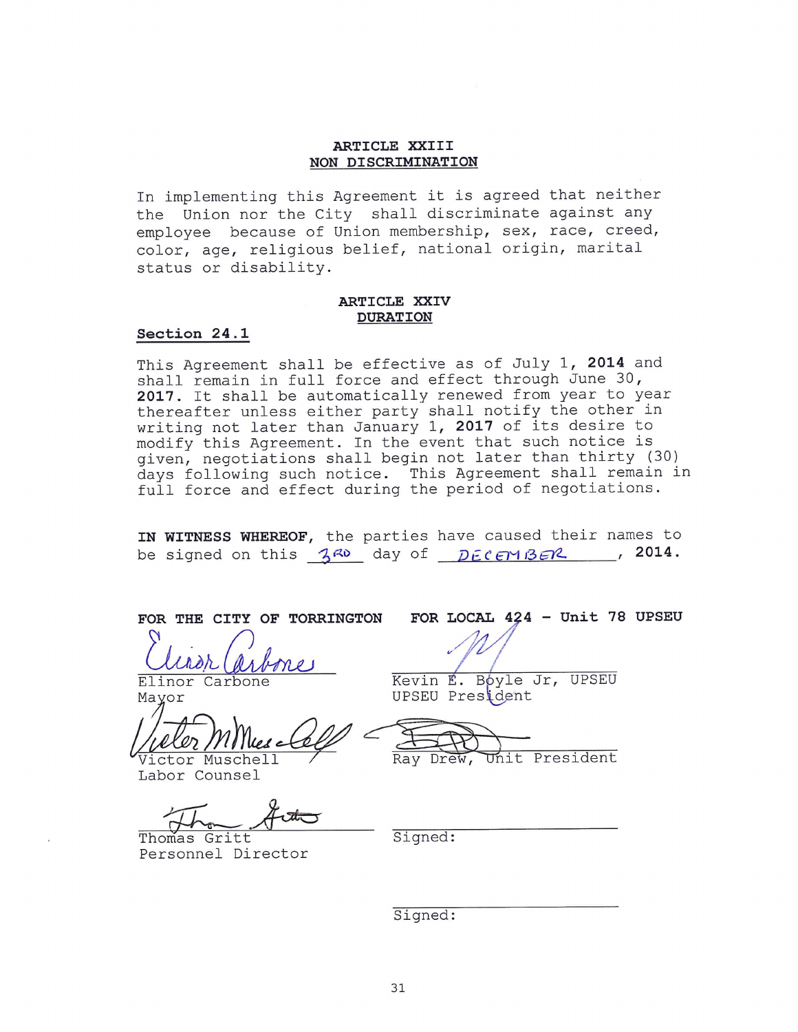## ARTICLE XXIII
## NON DISCRIMINATION

In implementing this Agreement it is agreed that neither the Union nor the City shall discriminate against any employee because of Union membership, sex, race, creed, color, age, religious belief, national origin, marital status or disability.

## ARTICLE XXIV
## DURATION

### Section 24.1

This Agreement shall be effective as of July 1, **2014** and shall remain in full force and effect through June 30, **2017**. It shall be automatically renewed from year to year thereafter unless either party shall notify the other in writing not later than January 1, **2017** of its desire to modify this Agreement. In the event that such notice is given, negotiations shall begin not later than thirty (30) days following such notice. This Agreement shall remain in full force and effect during the period of negotiations.

**IN WITNESS WHEREOF**, the parties have caused their names to be signed on this 3RD day of DECEMBER, **2014**.

**FOR THE CITY OF TORRINGTON**

Elinor Carbone
Mayor

Victor Muschell
Labor Counsel

Thomas Gritt
Personnel Director

**FOR LOCAL 424 - Unit 78 UPSEU**

Kevin E. Boyle Jr, UPSEU
UPSEU President

Ray Drew, Unit President

Signed:

Signed: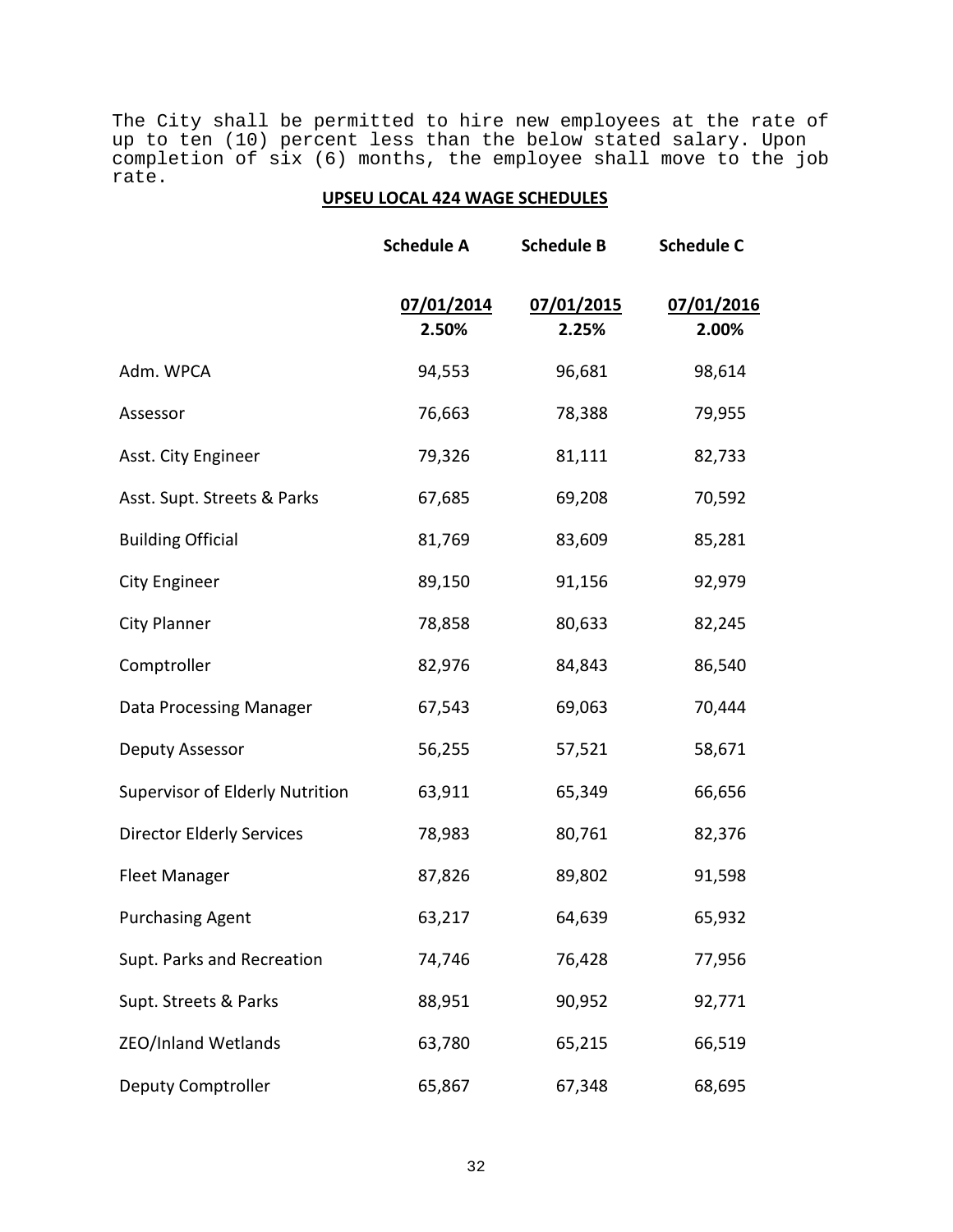The City shall be permitted to hire new employees at the rate of up to ten (10) percent less than the below stated salary. Upon completion of six (6) months, the employee shall move to the job rate.

## UPSEU LOCAL 424 WAGE SCHEDULES

| | Schedule A | Schedule B | Schedule C |
|---|---|---|---|
| | 07/01/2014<br>2.50% | 07/01/2015<br>2.25% | 07/01/2016<br>2.00% |
| Adm. WPCA | 94,553 | 96,681 | 98,614 |
| Assessor | 76,663 | 78,388 | 79,955 |
| Asst. City Engineer | 79,326 | 81,111 | 82,733 |
| Asst. Supt. Streets & Parks | 67,685 | 69,208 | 70,592 |
| Building Official | 81,769 | 83,609 | 85,281 |
| City Engineer | 89,150 | 91,156 | 92,979 |
| City Planner | 78,858 | 80,633 | 82,245 |
| Comptroller | 82,976 | 84,843 | 86,540 |
| Data Processing Manager | 67,543 | 69,063 | 70,444 |
| Deputy Assessor | 56,255 | 57,521 | 58,671 |
| Supervisor of Elderly Nutrition | 63,911 | 65,349 | 66,656 |
| Director Elderly Services | 78,983 | 80,761 | 82,376 |
| Fleet Manager | 87,826 | 89,802 | 91,598 |
| Purchasing Agent | 63,217 | 64,639 | 65,932 |
| Supt. Parks and Recreation | 74,746 | 76,428 | 77,956 |
| Supt. Streets & Parks | 88,951 | 90,952 | 92,771 |
| ZEO/Inland Wetlands | 63,780 | 65,215 | 66,519 |
| Deputy Comptroller | 65,867 | 67,348 | 68,695 |